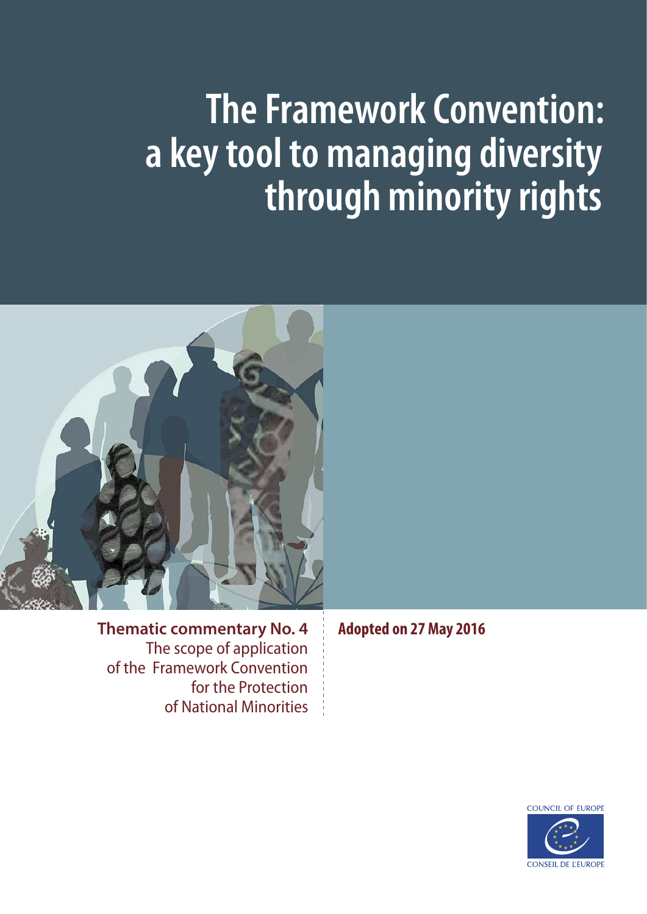# The Framework Convention: a key tool to managing diversity through minority rights

**Thematic commentary No. 4**
The scope of application of the Framework Convention for the Protection of National Minorities

**Adopted on 27 May 2016**

COUNCIL OF EUROPE

CONSEIL DE L'EUROPE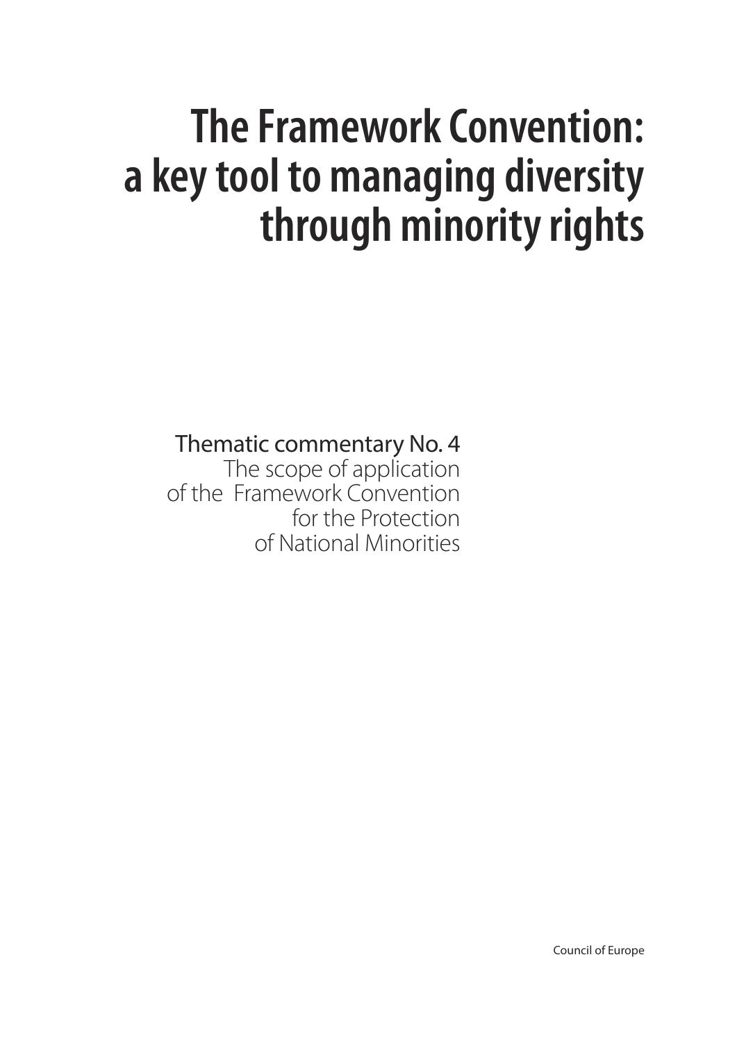# The Framework Convention: a key tool to managing diversity through minority rights

Thematic commentary No. 4

The scope of application of the Framework Convention for the Protection of National Minorities

Council of Europe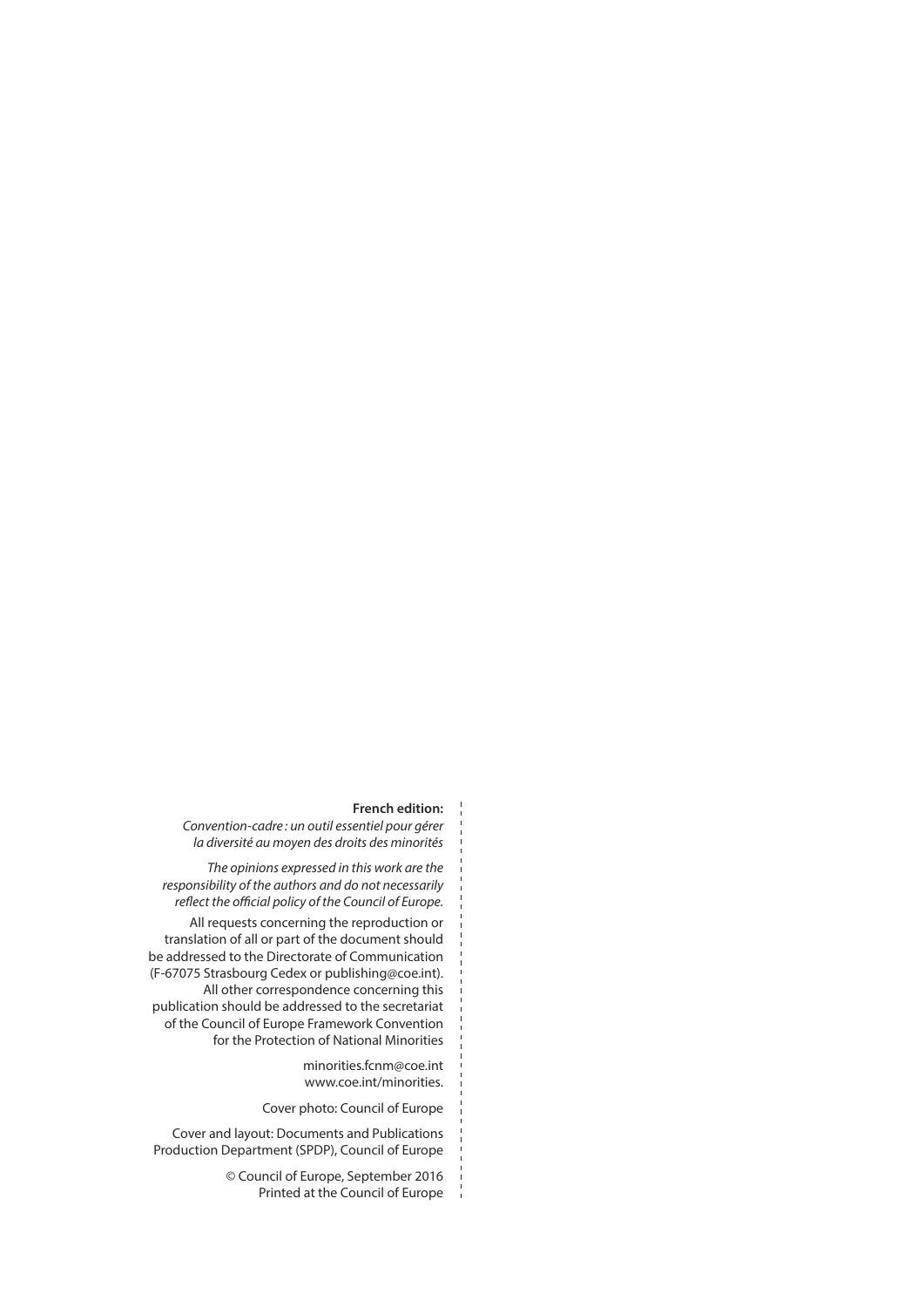**French edition:**

*Convention-cadre : un outil essentiel pour gérer la diversité au moyen des droits des minorités*

*The opinions expressed in this work are the responsibility of the authors and do not necessarily reflect the official policy of the Council of Europe.*

All requests concerning the reproduction or translation of all or part of the document should be addressed to the Directorate of Communication (F-67075 Strasbourg Cedex or publishing@coe.int). All other correspondence concerning this publication should be addressed to the secretariat of the Council of Europe Framework Convention for the Protection of National Minorities

minorities.fcnm@coe.int
www.coe.int/minorities.

Cover photo: Council of Europe

Cover and layout: Documents and Publications Production Department (SPDP), Council of Europe

© Council of Europe, September 2016
Printed at the Council of Europe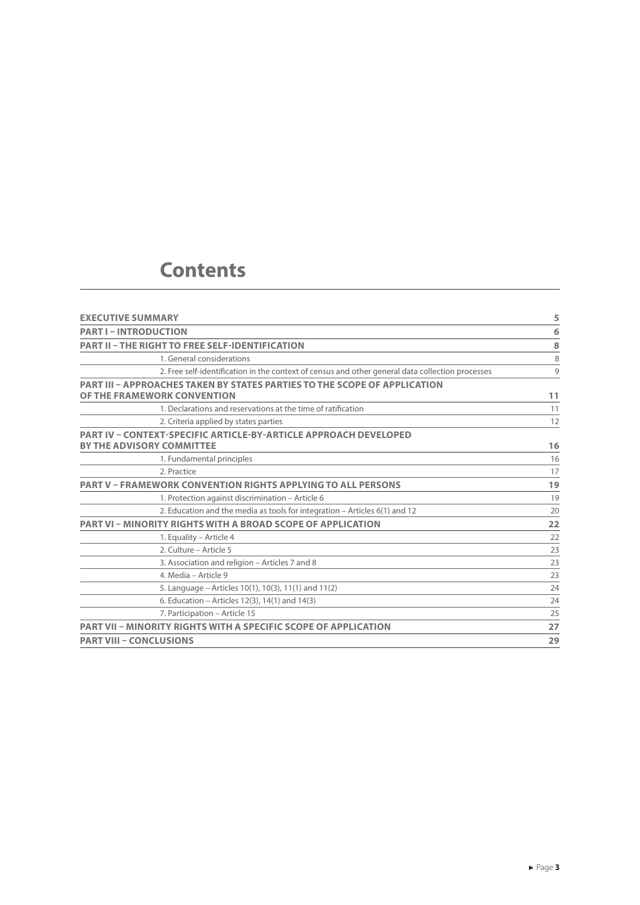# Contents

| | |
|---|---|
| **EXECUTIVE SUMMARY** | **5** |
| **PART I – INTRODUCTION** | **6** |
| **PART II – THE RIGHT TO FREE SELF-IDENTIFICATION** | **8** |
| 1. General considerations | 8 |
| 2. Free self-identification in the context of census and other general data collection processes | 9 |
| **PART III – APPROACHES TAKEN BY STATES PARTIES TO THE SCOPE OF APPLICATION OF THE FRAMEWORK CONVENTION** | **11** |
| 1. Declarations and reservations at the time of ratification | 11 |
| 2. Criteria applied by states parties | 12 |
| **PART IV – CONTEXT-SPECIFIC ARTICLE-BY-ARTICLE APPROACH DEVELOPED BY THE ADVISORY COMMITTEE** | **16** |
| 1. Fundamental principles | 16 |
| 2. Practice | 17 |
| **PART V – FRAMEWORK CONVENTION RIGHTS APPLYING TO ALL PERSONS** | **19** |
| 1. Protection against discrimination – Article 6 | 19 |
| 2. Education and the media as tools for integration – Articles 6(1) and 12 | 20 |
| **PART VI – MINORITY RIGHTS WITH A BROAD SCOPE OF APPLICATION** | **22** |
| 1. Equality – Article 4 | 22 |
| 2. Culture – Article 5 | 23 |
| 3. Association and religion – Articles 7 and 8 | 23 |
| 4. Media – Article 9 | 23 |
| 5. Language – Articles 10(1), 10(3), 11(1) and 11(2) | 24 |
| 6. Education – Articles 12(3), 14(1) and 14(3) | 24 |
| 7. Participation – Article 15 | 25 |
| **PART VII – MINORITY RIGHTS WITH A SPECIFIC SCOPE OF APPLICATION** | **27** |
| **PART VIII – CONCLUSIONS** | **29** |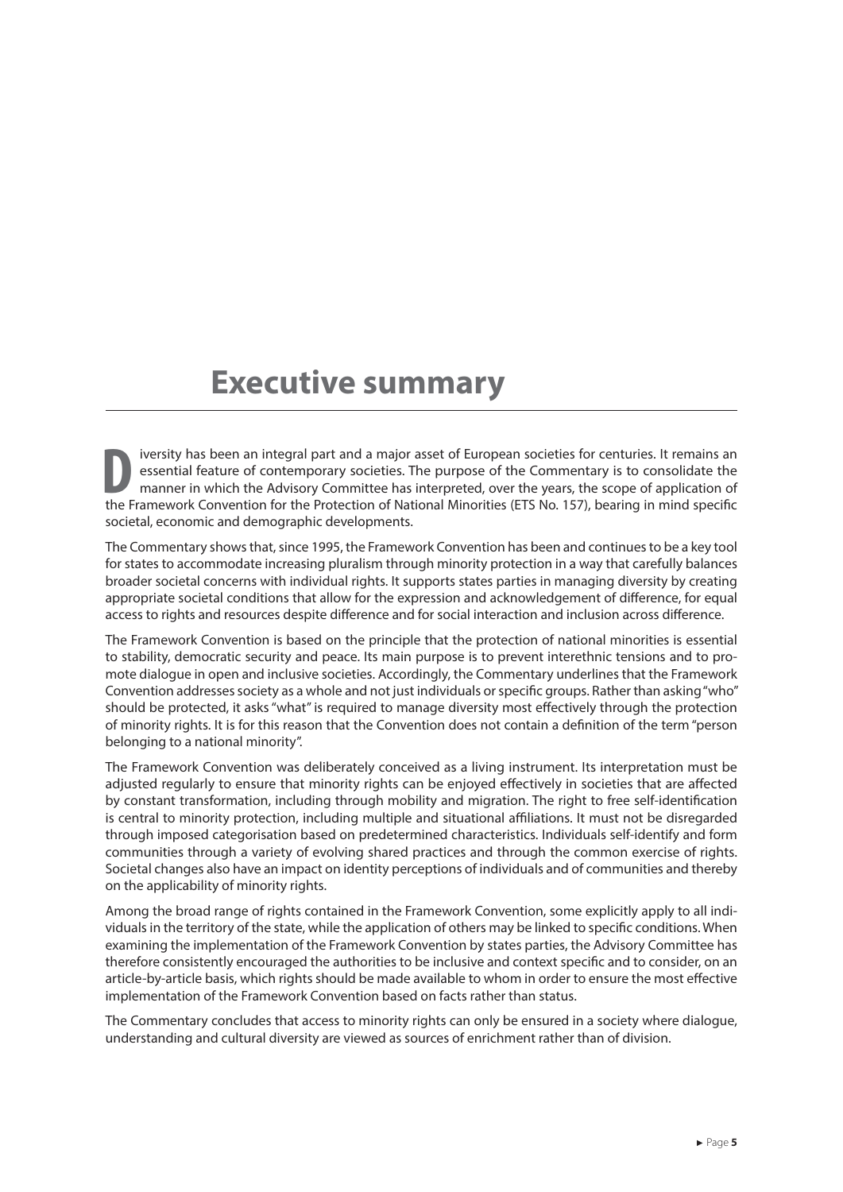# Executive summary

Diversity has been an integral part and a major asset of European societies for centuries. It remains an essential feature of contemporary societies. The purpose of the Commentary is to consolidate the manner in which the Advisory Committee has interpreted, over the years, the scope of application of the Framework Convention for the Protection of National Minorities (ETS No. 157), bearing in mind specific societal, economic and demographic developments.

The Commentary shows that, since 1995, the Framework Convention has been and continues to be a key tool for states to accommodate increasing pluralism through minority protection in a way that carefully balances broader societal concerns with individual rights. It supports states parties in managing diversity by creating appropriate societal conditions that allow for the expression and acknowledgement of difference, for equal access to rights and resources despite difference and for social interaction and inclusion across difference.

The Framework Convention is based on the principle that the protection of national minorities is essential to stability, democratic security and peace. Its main purpose is to prevent interethnic tensions and to promote dialogue in open and inclusive societies. Accordingly, the Commentary underlines that the Framework Convention addresses society as a whole and not just individuals or specific groups. Rather than asking "who" should be protected, it asks "what" is required to manage diversity most effectively through the protection of minority rights. It is for this reason that the Convention does not contain a definition of the term "person belonging to a national minority".

The Framework Convention was deliberately conceived as a living instrument. Its interpretation must be adjusted regularly to ensure that minority rights can be enjoyed effectively in societies that are affected by constant transformation, including through mobility and migration. The right to free self-identification is central to minority protection, including multiple and situational affiliations. It must not be disregarded through imposed categorisation based on predetermined characteristics. Individuals self-identify and form communities through a variety of evolving shared practices and through the common exercise of rights. Societal changes also have an impact on identity perceptions of individuals and of communities and thereby on the applicability of minority rights.

Among the broad range of rights contained in the Framework Convention, some explicitly apply to all individuals in the territory of the state, while the application of others may be linked to specific conditions. When examining the implementation of the Framework Convention by states parties, the Advisory Committee has therefore consistently encouraged the authorities to be inclusive and context specific and to consider, on an article-by-article basis, which rights should be made available to whom in order to ensure the most effective implementation of the Framework Convention based on facts rather than status.

The Commentary concludes that access to minority rights can only be ensured in a society where dialogue, understanding and cultural diversity are viewed as sources of enrichment rather than of division.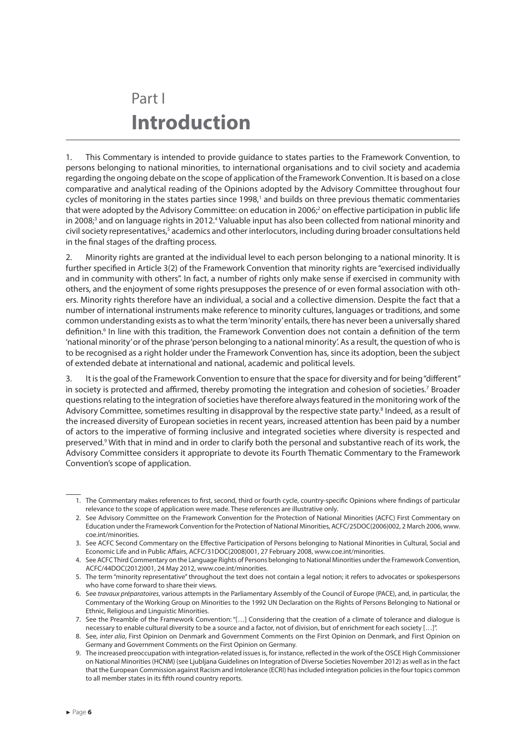# Part I

# **Introduction**

1. This Commentary is intended to provide guidance to states parties to the Framework Convention, to persons belonging to national minorities, to international organisations and to civil society and academia regarding the ongoing debate on the scope of application of the Framework Convention. It is based on a close comparative and analytical reading of the Opinions adopted by the Advisory Committee throughout four cycles of monitoring in the states parties since 1998,[1] and builds on three previous thematic commentaries that were adopted by the Advisory Committee: on education in 2006;[2] on effective participation in public life in 2008;[3] and on language rights in 2012.[4] Valuable input has also been collected from national minority and civil society representatives,[5] academics and other interlocutors, including during broader consultations held in the final stages of the drafting process.

2. Minority rights are granted at the individual level to each person belonging to a national minority. It is further specified in Article 3(2) of the Framework Convention that minority rights are "exercised individually and in community with others". In fact, a number of rights only make sense if exercised in community with others, and the enjoyment of some rights presupposes the presence of or even formal association with others. Minority rights therefore have an individual, a social and a collective dimension. Despite the fact that a number of international instruments make reference to minority cultures, languages or traditions, and some common understanding exists as to what the term 'minority' entails, there has never been a universally shared definition.[6] In line with this tradition, the Framework Convention does not contain a definition of the term 'national minority' or of the phrase 'person belonging to a national minority'. As a result, the question of who is to be recognised as a right holder under the Framework Convention has, since its adoption, been the subject of extended debate at international and national, academic and political levels.

3. It is the goal of the Framework Convention to ensure that the space for diversity and for being "different" in society is protected and affirmed, thereby promoting the integration and cohesion of societies.[7] Broader questions relating to the integration of societies have therefore always featured in the monitoring work of the Advisory Committee, sometimes resulting in disapproval by the respective state party.[8] Indeed, as a result of the increased diversity of European societies in recent years, increased attention has been paid by a number of actors to the imperative of forming inclusive and integrated societies where diversity is respected and preserved.[9] With that in mind and in order to clarify both the personal and substantive reach of its work, the Advisory Committee considers it appropriate to devote its Fourth Thematic Commentary to the Framework Convention's scope of application.

---

1. The Commentary makes references to first, second, third or fourth cycle, country-specific Opinions where findings of particular relevance to the scope of application were made. These references are illustrative only.
2. See Advisory Committee on the Framework Convention for the Protection of National Minorities (ACFC) First Commentary on Education under the Framework Convention for the Protection of National Minorities, ACFC/25DOC(2006)002, 2 March 2006, www.coe.int/minorities.
3. See ACFC Second Commentary on the Effective Participation of Persons belonging to National Minorities in Cultural, Social and Economic Life and in Public Affairs, ACFC/31DOC(2008)001, 27 February 2008, www.coe.int/minorities.
4. See ACFC Third Commentary on the Language Rights of Persons belonging to National Minorities under the Framework Convention, ACFC/44DOC(2012)001, 24 May 2012, www.coe.int/minorities.
5. The term "minority representative" throughout the text does not contain a legal notion; it refers to advocates or spokespersons who have come forward to share their views.
6. See *travaux préparatoires*, various attempts in the Parliamentary Assembly of the Council of Europe (PACE), and, in particular, the Commentary of the Working Group on Minorities to the 1992 UN Declaration on the Rights of Persons Belonging to National or Ethnic, Religious and Linguistic Minorities.
7. See the Preamble of the Framework Convention: "[…] Considering that the creation of a climate of tolerance and dialogue is necessary to enable cultural diversity to be a source and a factor, not of division, but of enrichment for each society […]".
8. See, *inter alia*, First Opinion on Denmark and Government Comments on the First Opinion on Denmark, and First Opinion on Germany and Government Comments on the First Opinion on Germany.
9. The increased preoccupation with integration-related issues is, for instance, reflected in the work of the OSCE High Commissioner on National Minorities (HCNM) (see Ljubljana Guidelines on Integration of Diverse Societies November 2012) as well as in the fact that the European Commission against Racism and Intolerance (ECRI) has included integration policies in the four topics common to all member states in its fifth round country reports.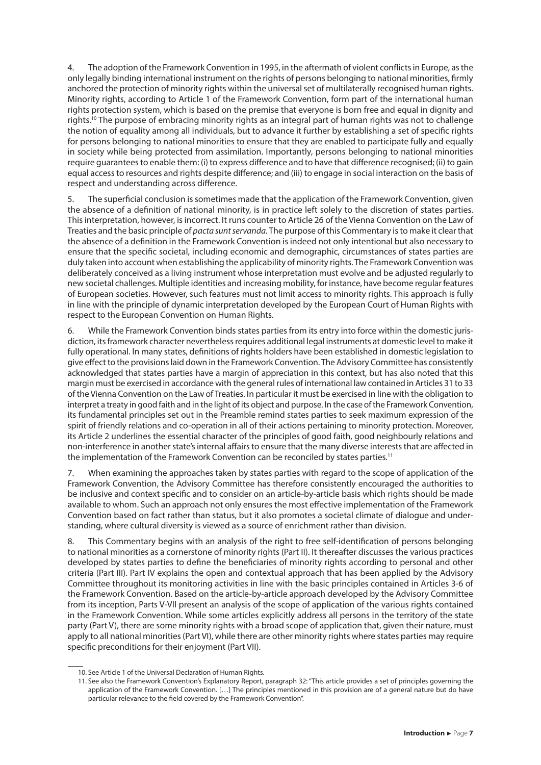4. The adoption of the Framework Convention in 1995, in the aftermath of violent conflicts in Europe, as the only legally binding international instrument on the rights of persons belonging to national minorities, firmly anchored the protection of minority rights within the universal set of multilaterally recognised human rights. Minority rights, according to Article 1 of the Framework Convention, form part of the international human rights protection system, which is based on the premise that everyone is born free and equal in dignity and rights.[10] The purpose of embracing minority rights as an integral part of human rights was not to challenge the notion of equality among all individuals, but to advance it further by establishing a set of specific rights for persons belonging to national minorities to ensure that they are enabled to participate fully and equally in society while being protected from assimilation. Importantly, persons belonging to national minorities require guarantees to enable them: (i) to express difference and to have that difference recognised; (ii) to gain equal access to resources and rights despite difference; and (iii) to engage in social interaction on the basis of respect and understanding across difference.

5. The superficial conclusion is sometimes made that the application of the Framework Convention, given the absence of a definition of national minority, is in practice left solely to the discretion of states parties. This interpretation, however, is incorrect. It runs counter to Article 26 of the Vienna Convention on the Law of Treaties and the basic principle of *pacta sunt servanda*. The purpose of this Commentary is to make it clear that the absence of a definition in the Framework Convention is indeed not only intentional but also necessary to ensure that the specific societal, including economic and demographic, circumstances of states parties are duly taken into account when establishing the applicability of minority rights. The Framework Convention was deliberately conceived as a living instrument whose interpretation must evolve and be adjusted regularly to new societal challenges. Multiple identities and increasing mobility, for instance, have become regular features of European societies. However, such features must not limit access to minority rights. This approach is fully in line with the principle of dynamic interpretation developed by the European Court of Human Rights with respect to the European Convention on Human Rights.

6. While the Framework Convention binds states parties from its entry into force within the domestic jurisdiction, its framework character nevertheless requires additional legal instruments at domestic level to make it fully operational. In many states, definitions of rights holders have been established in domestic legislation to give effect to the provisions laid down in the Framework Convention. The Advisory Committee has consistently acknowledged that states parties have a margin of appreciation in this context, but has also noted that this margin must be exercised in accordance with the general rules of international law contained in Articles 31 to 33 of the Vienna Convention on the Law of Treaties. In particular it must be exercised in line with the obligation to interpret a treaty in good faith and in the light of its object and purpose. In the case of the Framework Convention, its fundamental principles set out in the Preamble remind states parties to seek maximum expression of the spirit of friendly relations and co-operation in all of their actions pertaining to minority protection. Moreover, its Article 2 underlines the essential character of the principles of good faith, good neighbourly relations and non-interference in another state's internal affairs to ensure that the many diverse interests that are affected in the implementation of the Framework Convention can be reconciled by states parties.[11]

7. When examining the approaches taken by states parties with regard to the scope of application of the Framework Convention, the Advisory Committee has therefore consistently encouraged the authorities to be inclusive and context specific and to consider on an article-by-article basis which rights should be made available to whom. Such an approach not only ensures the most effective implementation of the Framework Convention based on fact rather than status, but it also promotes a societal climate of dialogue and understanding, where cultural diversity is viewed as a source of enrichment rather than division.

8. This Commentary begins with an analysis of the right to free self-identification of persons belonging to national minorities as a cornerstone of minority rights (Part II). It thereafter discusses the various practices developed by states parties to define the beneficiaries of minority rights according to personal and other criteria (Part III). Part IV explains the open and contextual approach that has been applied by the Advisory Committee throughout its monitoring activities in line with the basic principles contained in Articles 3-6 of the Framework Convention. Based on the article-by-article approach developed by the Advisory Committee from its inception, Parts V-VII present an analysis of the scope of application of the various rights contained in the Framework Convention. While some articles explicitly address all persons in the territory of the state party (Part V), there are some minority rights with a broad scope of application that, given their nature, must apply to all national minorities (Part VI), while there are other minority rights where states parties may require specific preconditions for their enjoyment (Part VII).

---

10. See Article 1 of the Universal Declaration of Human Rights.

11. See also the Framework Convention's Explanatory Report, paragraph 32: "This article provides a set of principles governing the application of the Framework Convention. […] The principles mentioned in this provision are of a general nature but do have particular relevance to the field covered by the Framework Convention".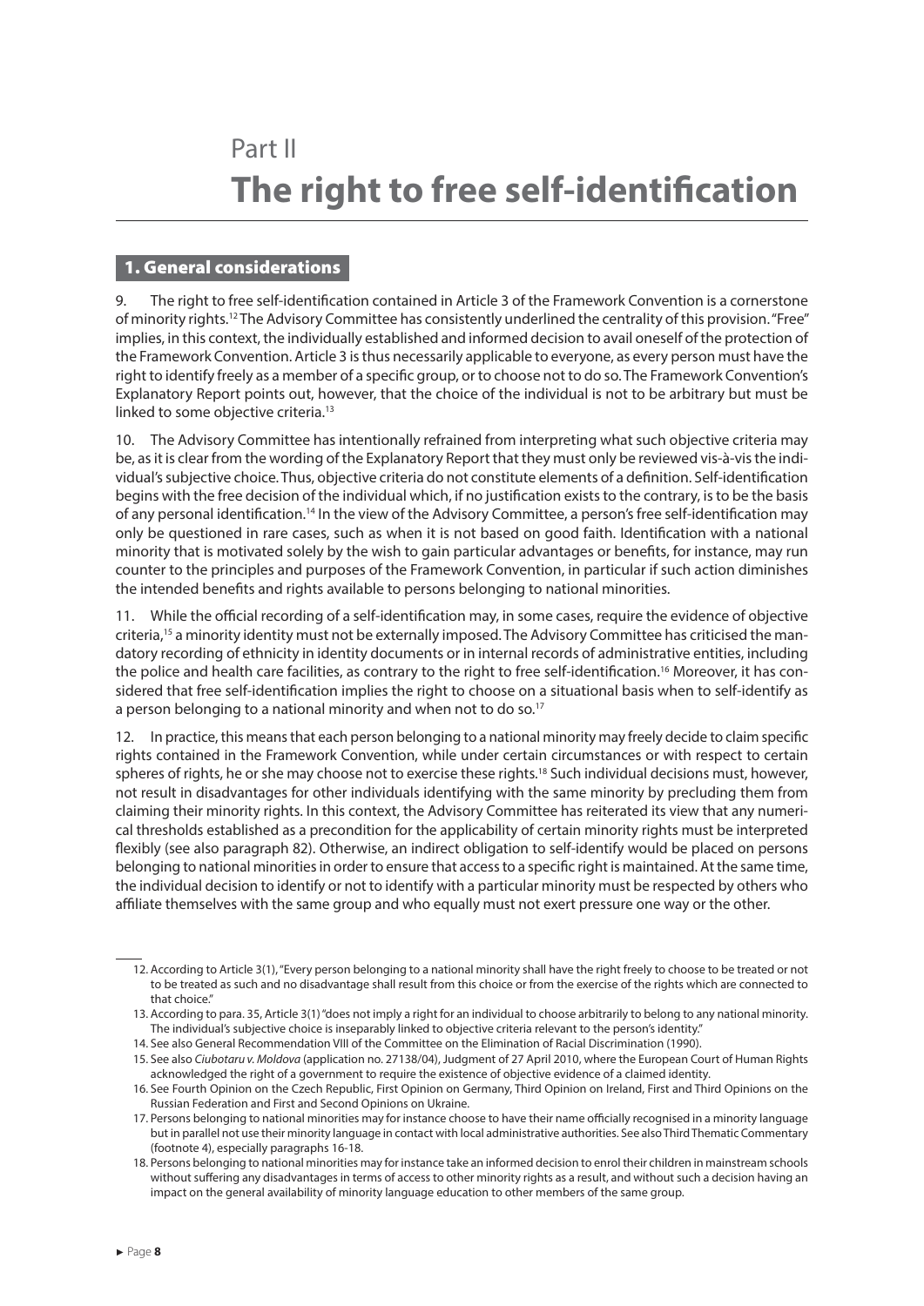# Part II

# **The right to free self-identification**

## 1. General considerations

9. The right to free self-identification contained in Article 3 of the Framework Convention is a cornerstone of minority rights.[12] The Advisory Committee has consistently underlined the centrality of this provision. "Free" implies, in this context, the individually established and informed decision to avail oneself of the protection of the Framework Convention. Article 3 is thus necessarily applicable to everyone, as every person must have the right to identify freely as a member of a specific group, or to choose not to do so. The Framework Convention's Explanatory Report points out, however, that the choice of the individual is not to be arbitrary but must be linked to some objective criteria.[13]

10. The Advisory Committee has intentionally refrained from interpreting what such objective criteria may be, as it is clear from the wording of the Explanatory Report that they must only be reviewed vis-à-vis the individual's subjective choice. Thus, objective criteria do not constitute elements of a definition. Self-identification begins with the free decision of the individual which, if no justification exists to the contrary, is to be the basis of any personal identification.[14] In the view of the Advisory Committee, a person's free self-identification may only be questioned in rare cases, such as when it is not based on good faith. Identification with a national minority that is motivated solely by the wish to gain particular advantages or benefits, for instance, may run counter to the principles and purposes of the Framework Convention, in particular if such action diminishes the intended benefits and rights available to persons belonging to national minorities.

11. While the official recording of a self-identification may, in some cases, require the evidence of objective criteria,[15] a minority identity must not be externally imposed. The Advisory Committee has criticised the mandatory recording of ethnicity in identity documents or in internal records of administrative entities, including the police and health care facilities, as contrary to the right to free self-identification.[16] Moreover, it has considered that free self-identification implies the right to choose on a situational basis when to self-identify as a person belonging to a national minority and when not to do so.[17]

12. In practice, this means that each person belonging to a national minority may freely decide to claim specific rights contained in the Framework Convention, while under certain circumstances or with respect to certain spheres of rights, he or she may choose not to exercise these rights.[18] Such individual decisions must, however, not result in disadvantages for other individuals identifying with the same minority by precluding them from claiming their minority rights. In this context, the Advisory Committee has reiterated its view that any numerical thresholds established as a precondition for the applicability of certain minority rights must be interpreted flexibly (see also paragraph 82). Otherwise, an indirect obligation to self-identify would be placed on persons belonging to national minorities in order to ensure that access to a specific right is maintained. At the same time, the individual decision to identify or not to identify with a particular minority must be respected by others who affiliate themselves with the same group and who equally must not exert pressure one way or the other.

---

12. According to Article 3(1), "Every person belonging to a national minority shall have the right freely to choose to be treated or not to be treated as such and no disadvantage shall result from this choice or from the exercise of the rights which are connected to that choice."

13. According to para. 35, Article 3(1) "does not imply a right for an individual to choose arbitrarily to belong to any national minority. The individual's subjective choice is inseparably linked to objective criteria relevant to the person's identity."

14. See also General Recommendation VIII of the Committee on the Elimination of Racial Discrimination (1990).

15. See also *Ciubotaru v. Moldova* (application no. 27138/04), Judgment of 27 April 2010, where the European Court of Human Rights acknowledged the right of a government to require the existence of objective evidence of a claimed identity.

16. See Fourth Opinion on the Czech Republic, First Opinion on Germany, Third Opinion on Ireland, First and Third Opinions on the Russian Federation and First and Second Opinions on Ukraine.

17. Persons belonging to national minorities may for instance choose to have their name officially recognised in a minority language but in parallel not use their minority language in contact with local administrative authorities. See also Third Thematic Commentary (footnote 4), especially paragraphs 16-18.

18. Persons belonging to national minorities may for instance take an informed decision to enrol their children in mainstream schools without suffering any disadvantages in terms of access to other minority rights as a result, and without such a decision having an impact on the general availability of minority language education to other members of the same group.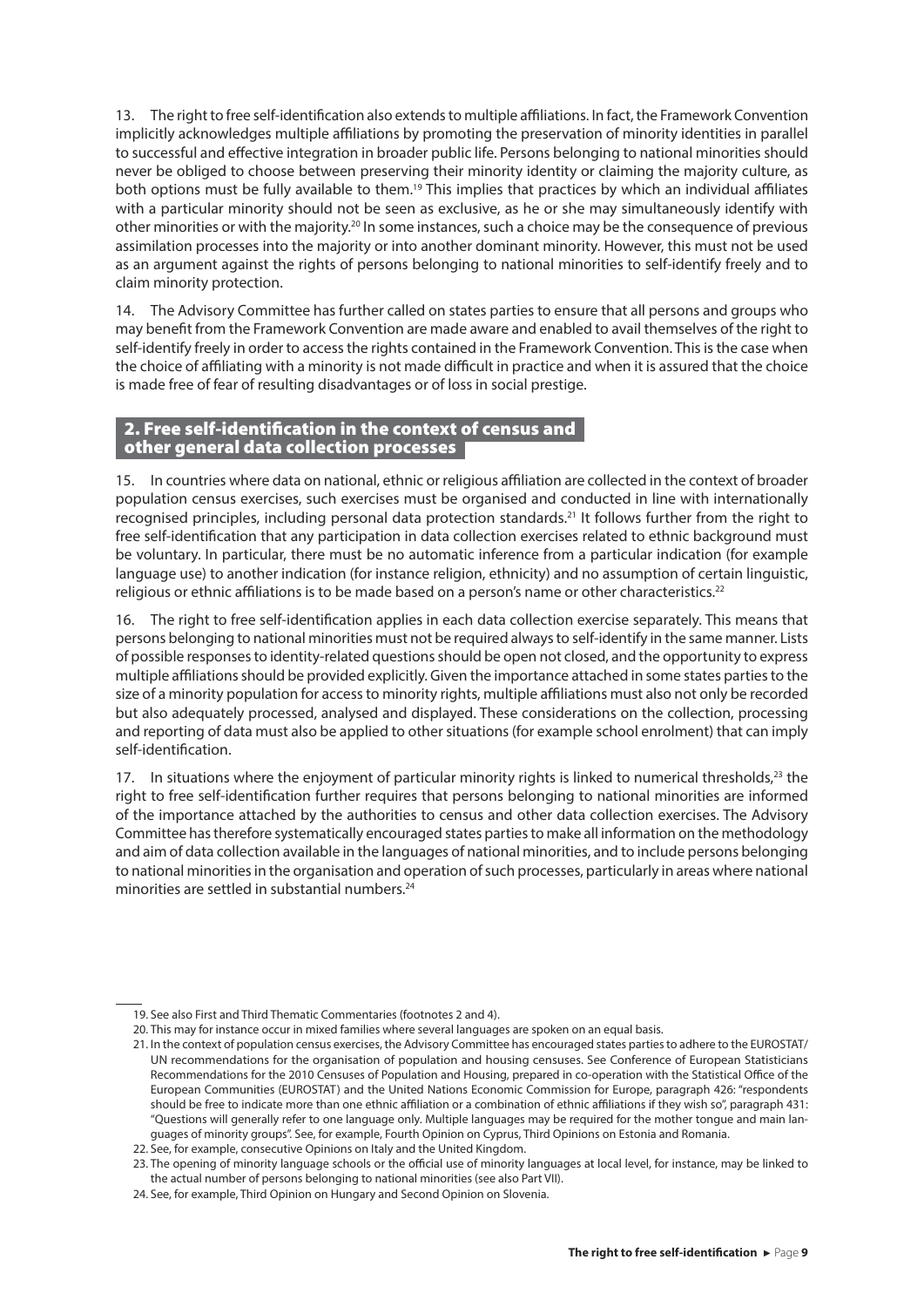13. The right to free self-identification also extends to multiple affiliations. In fact, the Framework Convention implicitly acknowledges multiple affiliations by promoting the preservation of minority identities in parallel to successful and effective integration in broader public life. Persons belonging to national minorities should never be obliged to choose between preserving their minority identity or claiming the majority culture, as both options must be fully available to them.[19] This implies that practices by which an individual affiliates with a particular minority should not be seen as exclusive, as he or she may simultaneously identify with other minorities or with the majority.[20] In some instances, such a choice may be the consequence of previous assimilation processes into the majority or into another dominant minority. However, this must not be used as an argument against the rights of persons belonging to national minorities to self-identify freely and to claim minority protection.

14. The Advisory Committee has further called on states parties to ensure that all persons and groups who may benefit from the Framework Convention are made aware and enabled to avail themselves of the right to self-identify freely in order to access the rights contained in the Framework Convention. This is the case when the choice of affiliating with a minority is not made difficult in practice and when it is assured that the choice is made free of fear of resulting disadvantages or of loss in social prestige.

## 2. Free self-identification in the context of census and other general data collection processes

15. In countries where data on national, ethnic or religious affiliation are collected in the context of broader population census exercises, such exercises must be organised and conducted in line with internationally recognised principles, including personal data protection standards.[21] It follows further from the right to free self-identification that any participation in data collection exercises related to ethnic background must be voluntary. In particular, there must be no automatic inference from a particular indication (for example language use) to another indication (for instance religion, ethnicity) and no assumption of certain linguistic, religious or ethnic affiliations is to be made based on a person's name or other characteristics.[22]

16. The right to free self-identification applies in each data collection exercise separately. This means that persons belonging to national minorities must not be required always to self-identify in the same manner. Lists of possible responses to identity-related questions should be open not closed, and the opportunity to express multiple affiliations should be provided explicitly. Given the importance attached in some states parties to the size of a minority population for access to minority rights, multiple affiliations must also not only be recorded but also adequately processed, analysed and displayed. These considerations on the collection, processing and reporting of data must also be applied to other situations (for example school enrolment) that can imply self-identification.

17. In situations where the enjoyment of particular minority rights is linked to numerical thresholds,[23] the right to free self-identification further requires that persons belonging to national minorities are informed of the importance attached by the authorities to census and other data collection exercises. The Advisory Committee has therefore systematically encouraged states parties to make all information on the methodology and aim of data collection available in the languages of national minorities, and to include persons belonging to national minorities in the organisation and operation of such processes, particularly in areas where national minorities are settled in substantial numbers.[24]

---

19. See also First and Third Thematic Commentaries (footnotes 2 and 4).

20. This may for instance occur in mixed families where several languages are spoken on an equal basis.

21. In the context of population census exercises, the Advisory Committee has encouraged states parties to adhere to the EUROSTAT/UN recommendations for the organisation of population and housing censuses. See Conference of European Statisticians Recommendations for the 2010 Censuses of Population and Housing, prepared in co-operation with the Statistical Office of the European Communities (EUROSTAT) and the United Nations Economic Commission for Europe, paragraph 426: "respondents should be free to indicate more than one ethnic affiliation or a combination of ethnic affiliations if they wish so", paragraph 431: "Questions will generally refer to one language only. Multiple languages may be required for the mother tongue and main languages of minority groups". See, for example, Fourth Opinion on Cyprus, Third Opinions on Estonia and Romania.

22. See, for example, consecutive Opinions on Italy and the United Kingdom.

23. The opening of minority language schools or the official use of minority languages at local level, for instance, may be linked to the actual number of persons belonging to national minorities (see also Part VII).

24. See, for example, Third Opinion on Hungary and Second Opinion on Slovenia.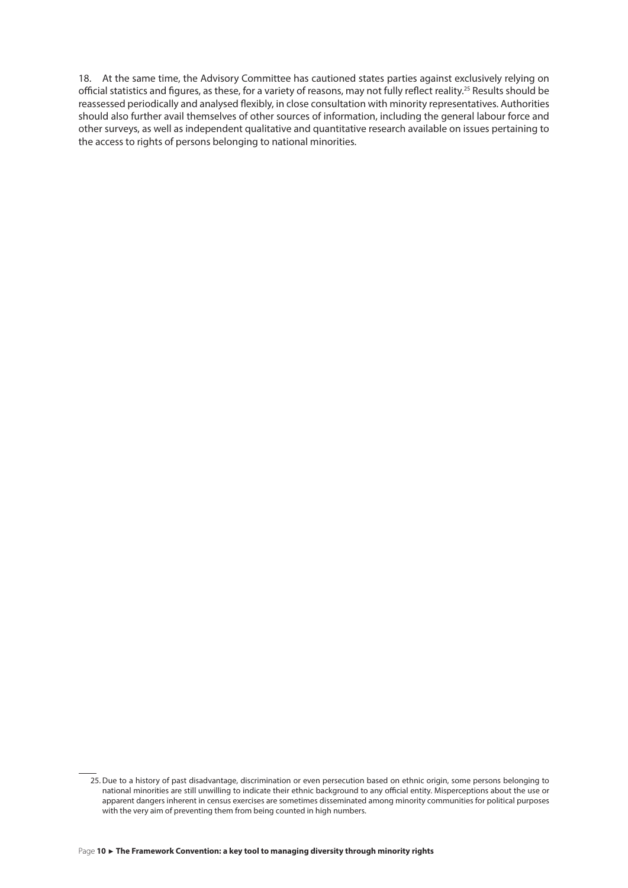18. At the same time, the Advisory Committee has cautioned states parties against exclusively relying on official statistics and figures, as these, for a variety of reasons, may not fully reflect reality.[25] Results should be reassessed periodically and analysed flexibly, in close consultation with minority representatives. Authorities should also further avail themselves of other sources of information, including the general labour force and other surveys, as well as independent qualitative and quantitative research available on issues pertaining to the access to rights of persons belonging to national minorities.

25. Due to a history of past disadvantage, discrimination or even persecution based on ethnic origin, some persons belonging to national minorities are still unwilling to indicate their ethnic background to any official entity. Misperceptions about the use or apparent dangers inherent in census exercises are sometimes disseminated among minority communities for political purposes with the very aim of preventing them from being counted in high numbers.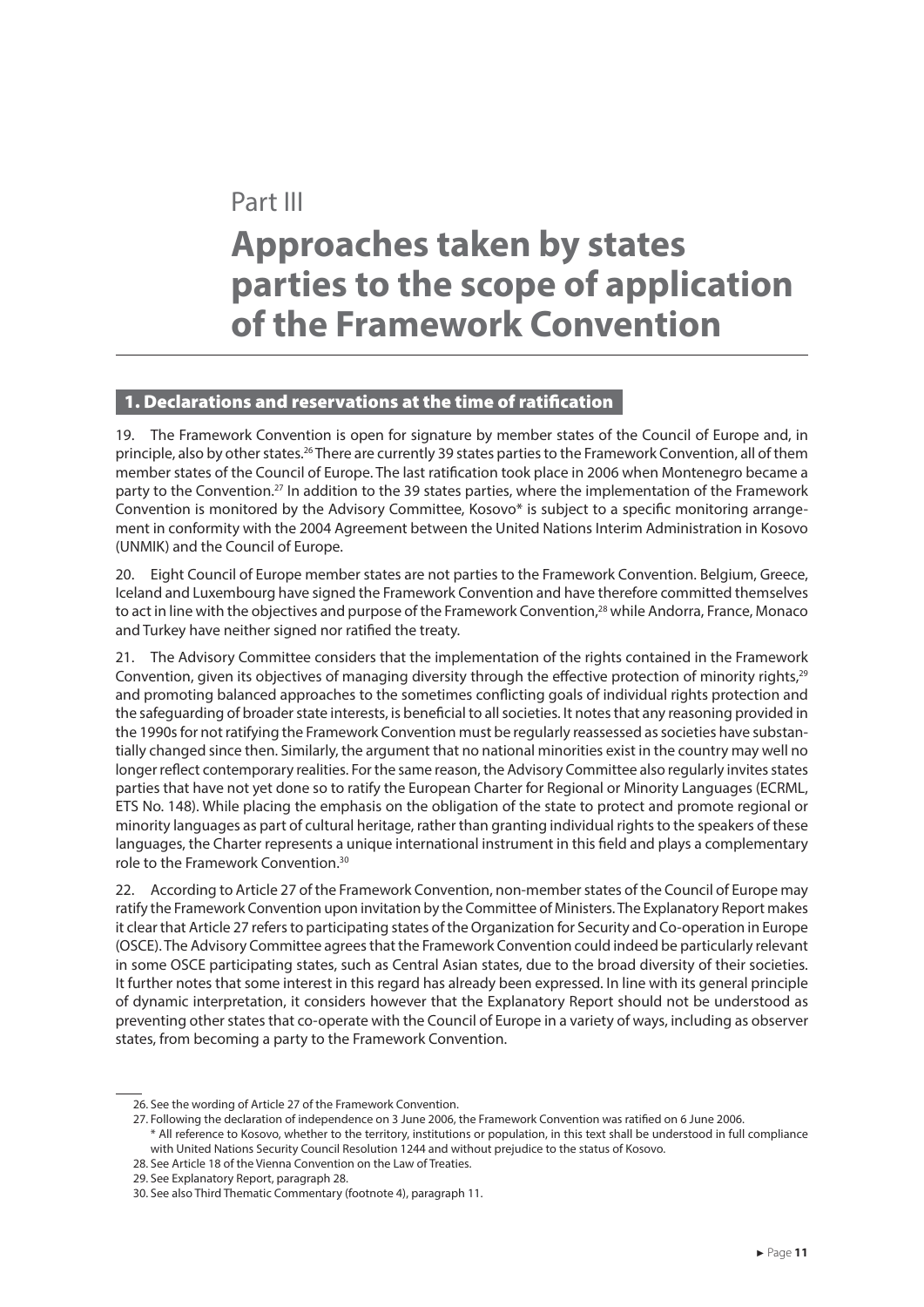Part III

# Approaches taken by states parties to the scope of application of the Framework Convention

## 1. Declarations and reservations at the time of ratification

19. The Framework Convention is open for signature by member states of the Council of Europe and, in principle, also by other states.[26] There are currently 39 states parties to the Framework Convention, all of them member states of the Council of Europe. The last ratification took place in 2006 when Montenegro became a party to the Convention.[27] In addition to the 39 states parties, where the implementation of the Framework Convention is monitored by the Advisory Committee, Kosovo* is subject to a specific monitoring arrangement in conformity with the 2004 Agreement between the United Nations Interim Administration in Kosovo (UNMIK) and the Council of Europe.

20. Eight Council of Europe member states are not parties to the Framework Convention. Belgium, Greece, Iceland and Luxembourg have signed the Framework Convention and have therefore committed themselves to act in line with the objectives and purpose of the Framework Convention,[28] while Andorra, France, Monaco and Turkey have neither signed nor ratified the treaty.

21. The Advisory Committee considers that the implementation of the rights contained in the Framework Convention, given its objectives of managing diversity through the effective protection of minority rights,[29] and promoting balanced approaches to the sometimes conflicting goals of individual rights protection and the safeguarding of broader state interests, is beneficial to all societies. It notes that any reasoning provided in the 1990s for not ratifying the Framework Convention must be regularly reassessed as societies have substantially changed since then. Similarly, the argument that no national minorities exist in the country may well no longer reflect contemporary realities. For the same reason, the Advisory Committee also regularly invites states parties that have not yet done so to ratify the European Charter for Regional or Minority Languages (ECRML, ETS No. 148). While placing the emphasis on the obligation of the state to protect and promote regional or minority languages as part of cultural heritage, rather than granting individual rights to the speakers of these languages, the Charter represents a unique international instrument in this field and plays a complementary role to the Framework Convention.[30]

22. According to Article 27 of the Framework Convention, non-member states of the Council of Europe may ratify the Framework Convention upon invitation by the Committee of Ministers. The Explanatory Report makes it clear that Article 27 refers to participating states of the Organization for Security and Co-operation in Europe (OSCE). The Advisory Committee agrees that the Framework Convention could indeed be particularly relevant in some OSCE participating states, such as Central Asian states, due to the broad diversity of their societies. It further notes that some interest in this regard has already been expressed. In line with its general principle of dynamic interpretation, it considers however that the Explanatory Report should not be understood as preventing other states that co-operate with the Council of Europe in a variety of ways, including as observer states, from becoming a party to the Framework Convention.

---

26. See the wording of Article 27 of the Framework Convention.

27. Following the declaration of independence on 3 June 2006, the Framework Convention was ratified on 6 June 2006.

\* All reference to Kosovo, whether to the territory, institutions or population, in this text shall be understood in full compliance with United Nations Security Council Resolution 1244 and without prejudice to the status of Kosovo.

28. See Article 18 of the Vienna Convention on the Law of Treaties.

29. See Explanatory Report, paragraph 28.

30. See also Third Thematic Commentary (footnote 4), paragraph 11.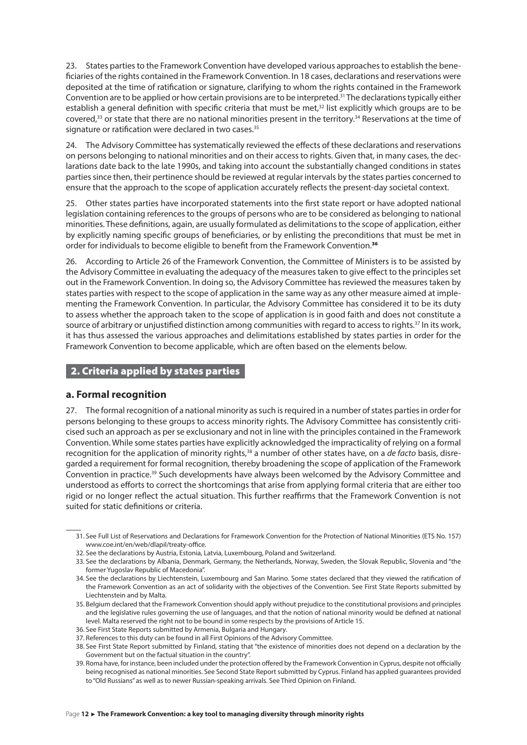23. States parties to the Framework Convention have developed various approaches to establish the beneficiaries of the rights contained in the Framework Convention. In 18 cases, declarations and reservations were deposited at the time of ratification or signature, clarifying to whom the rights contained in the Framework Convention are to be applied or how certain provisions are to be interpreted.[31] The declarations typically either establish a general definition with specific criteria that must be met,[32] list explicitly which groups are to be covered,[33] or state that there are no national minorities present in the territory.[34] Reservations at the time of signature or ratification were declared in two cases.[35]

24. The Advisory Committee has systematically reviewed the effects of these declarations and reservations on persons belonging to national minorities and on their access to rights. Given that, in many cases, the declarations date back to the late 1990s, and taking into account the substantially changed conditions in states parties since then, their pertinence should be reviewed at regular intervals by the states parties concerned to ensure that the approach to the scope of application accurately reflects the present-day societal context.

25. Other states parties have incorporated statements into the first state report or have adopted national legislation containing references to the groups of persons who are to be considered as belonging to national minorities. These definitions, again, are usually formulated as delimitations to the scope of application, either by explicitly naming specific groups of beneficiaries, or by enlisting the preconditions that must be met in order for individuals to become eligible to benefit from the Framework Convention.[36]

26. According to Article 26 of the Framework Convention, the Committee of Ministers is to be assisted by the Advisory Committee in evaluating the adequacy of the measures taken to give effect to the principles set out in the Framework Convention. In doing so, the Advisory Committee has reviewed the measures taken by states parties with respect to the scope of application in the same way as any other measure aimed at implementing the Framework Convention. In particular, the Advisory Committee has considered it to be its duty to assess whether the approach taken to the scope of application is in good faith and does not constitute a source of arbitrary or unjustified distinction among communities with regard to access to rights.[37] In its work, it has thus assessed the various approaches and delimitations established by states parties in order for the Framework Convention to become applicable, which are often based on the elements below.

## 2. Criteria applied by states parties

### a. Formal recognition

27. The formal recognition of a national minority as such is required in a number of states parties in order for persons belonging to these groups to access minority rights. The Advisory Committee has consistently criticised such an approach as per se exclusionary and not in line with the principles contained in the Framework Convention. While some states parties have explicitly acknowledged the impracticality of relying on a formal recognition for the application of minority rights,[38] a number of other states have, on a *de facto* basis, disregarded a requirement for formal recognition, thereby broadening the scope of application of the Framework Convention in practice.[39] Such developments have always been welcomed by the Advisory Committee and understood as efforts to correct the shortcomings that arise from applying formal criteria that are either too rigid or no longer reflect the actual situation. This further reaffirms that the Framework Convention is not suited for static definitions or criteria.

31. See Full List of Reservations and Declarations for Framework Convention for the Protection of National Minorities (ETS No. 157) www.coe.int/en/web/dlapil/treaty-office.

32. See the declarations by Austria, Estonia, Latvia, Luxembourg, Poland and Switzerland.

33. See the declarations by Albania, Denmark, Germany, the Netherlands, Norway, Sweden, the Slovak Republic, Slovenia and "the former Yugoslav Republic of Macedonia".

34. See the declarations by Liechtenstein, Luxembourg and San Marino. Some states declared that they viewed the ratification of the Framework Convention as an act of solidarity with the objectives of the Convention. See First State Reports submitted by Liechtenstein and by Malta.

35. Belgium declared that the Framework Convention should apply without prejudice to the constitutional provisions and principles and the legislative rules governing the use of languages, and that the notion of national minority would be defined at national level. Malta reserved the right not to be bound in some respects by the provisions of Article 15.

36. See First State Reports submitted by Armenia, Bulgaria and Hungary.

37. References to this duty can be found in all First Opinions of the Advisory Committee.

38. See First State Report submitted by Finland, stating that "the existence of minorities does not depend on a declaration by the Government but on the factual situation in the country".

39. Roma have, for instance, been included under the protection offered by the Framework Convention in Cyprus, despite not officially being recognised as national minorities. See Second State Report submitted by Cyprus. Finland has applied guarantees provided to "Old Russians" as well as to newer Russian-speaking arrivals. See Third Opinion on Finland.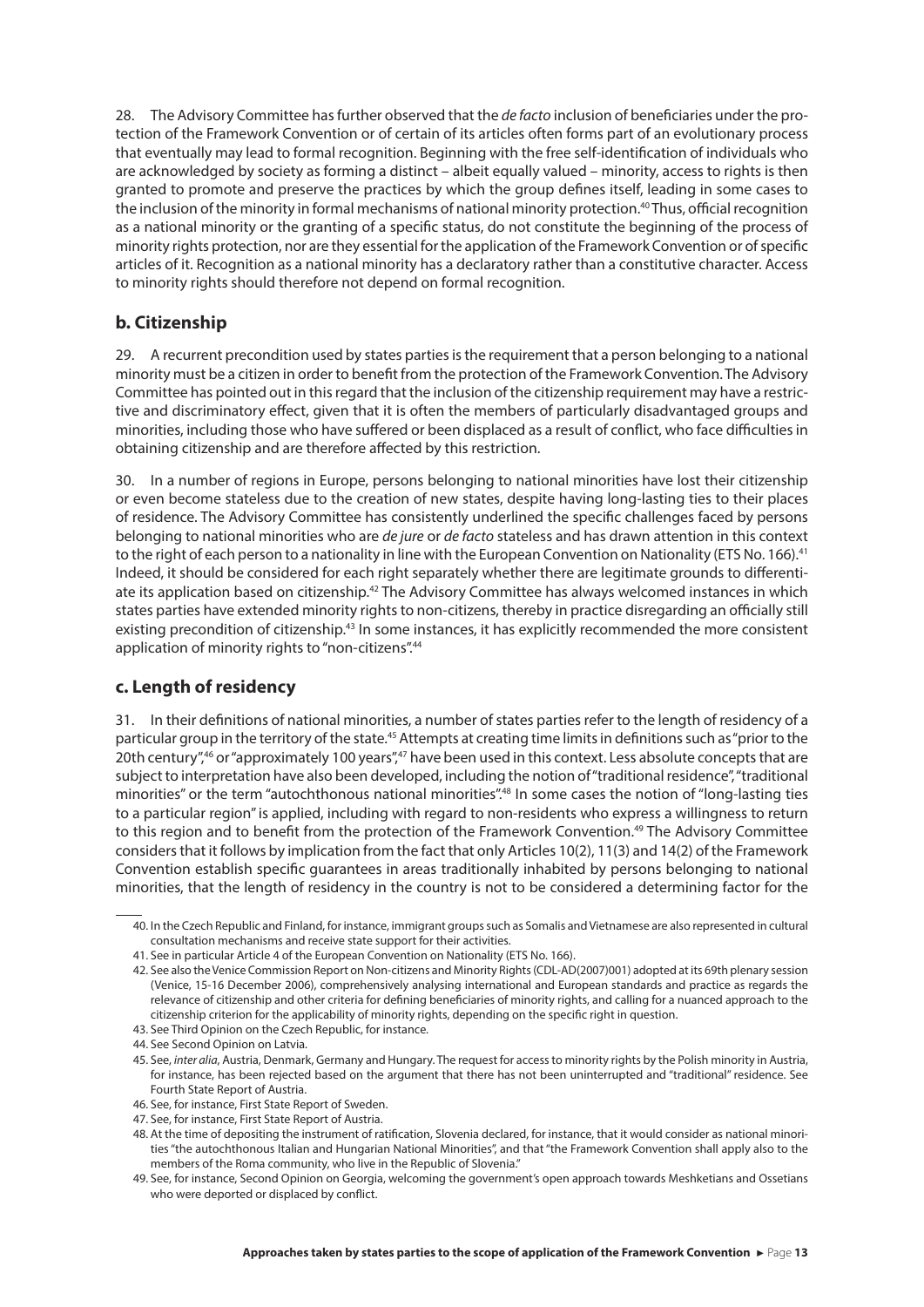28. The Advisory Committee has further observed that the *de facto* inclusion of beneficiaries under the protection of the Framework Convention or of certain of its articles often forms part of an evolutionary process that eventually may lead to formal recognition. Beginning with the free self-identification of individuals who are acknowledged by society as forming a distinct – albeit equally valued – minority, access to rights is then granted to promote and preserve the practices by which the group defines itself, leading in some cases to the inclusion of the minority in formal mechanisms of national minority protection.[40] Thus, official recognition as a national minority or the granting of a specific status, do not constitute the beginning of the process of minority rights protection, nor are they essential for the application of the Framework Convention or of specific articles of it. Recognition as a national minority has a declaratory rather than a constitutive character. Access to minority rights should therefore not depend on formal recognition.

## b. Citizenship

29. A recurrent precondition used by states parties is the requirement that a person belonging to a national minority must be a citizen in order to benefit from the protection of the Framework Convention. The Advisory Committee has pointed out in this regard that the inclusion of the citizenship requirement may have a restrictive and discriminatory effect, given that it is often the members of particularly disadvantaged groups and minorities, including those who have suffered or been displaced as a result of conflict, who face difficulties in obtaining citizenship and are therefore affected by this restriction.

30. In a number of regions in Europe, persons belonging to national minorities have lost their citizenship or even become stateless due to the creation of new states, despite having long-lasting ties to their places of residence. The Advisory Committee has consistently underlined the specific challenges faced by persons belonging to national minorities who are *de jure* or *de facto* stateless and has drawn attention in this context to the right of each person to a nationality in line with the European Convention on Nationality (ETS No. 166).[41] Indeed, it should be considered for each right separately whether there are legitimate grounds to differentiate its application based on citizenship.[42] The Advisory Committee has always welcomed instances in which states parties have extended minority rights to non-citizens, thereby in practice disregarding an officially still existing precondition of citizenship.[43] In some instances, it has explicitly recommended the more consistent application of minority rights to "non-citizens".[44]

## c. Length of residency

31. In their definitions of national minorities, a number of states parties refer to the length of residency of a particular group in the territory of the state.[45] Attempts at creating time limits in definitions such as "prior to the 20th century",[46] or "approximately 100 years",[47] have been used in this context. Less absolute concepts that are subject to interpretation have also been developed, including the notion of "traditional residence", "traditional minorities" or the term "autochthonous national minorities".[48] In some cases the notion of "long-lasting ties to a particular region" is applied, including with regard to non-residents who express a willingness to return to this region and to benefit from the protection of the Framework Convention.[49] The Advisory Committee considers that it follows by implication from the fact that only Articles 10(2), 11(3) and 14(2) of the Framework Convention establish specific guarantees in areas traditionally inhabited by persons belonging to national minorities, that the length of residency in the country is not to be considered a determining factor for the

---

40. In the Czech Republic and Finland, for instance, immigrant groups such as Somalis and Vietnamese are also represented in cultural consultation mechanisms and receive state support for their activities.

41. See in particular Article 4 of the European Convention on Nationality (ETS No. 166).

42. See also the Venice Commission Report on Non-citizens and Minority Rights (CDL-AD(2007)001) adopted at its 69th plenary session (Venice, 15-16 December 2006), comprehensively analysing international and European standards and practice as regards the relevance of citizenship and other criteria for defining beneficiaries of minority rights, and calling for a nuanced approach to the citizenship criterion for the applicability of minority rights, depending on the specific right in question.

43. See Third Opinion on the Czech Republic, for instance.

44. See Second Opinion on Latvia.

45. See, *inter alia*, Austria, Denmark, Germany and Hungary. The request for access to minority rights by the Polish minority in Austria, for instance, has been rejected based on the argument that there has not been uninterrupted and "traditional" residence. See Fourth State Report of Austria.

46. See, for instance, First State Report of Sweden.

47. See, for instance, First State Report of Austria.

48. At the time of depositing the instrument of ratification, Slovenia declared, for instance, that it would consider as national minorities "the autochthonous Italian and Hungarian National Minorities", and that "the Framework Convention shall apply also to the members of the Roma community, who live in the Republic of Slovenia."

49. See, for instance, Second Opinion on Georgia, welcoming the government's open approach towards Meshketians and Ossetians who were deported or displaced by conflict.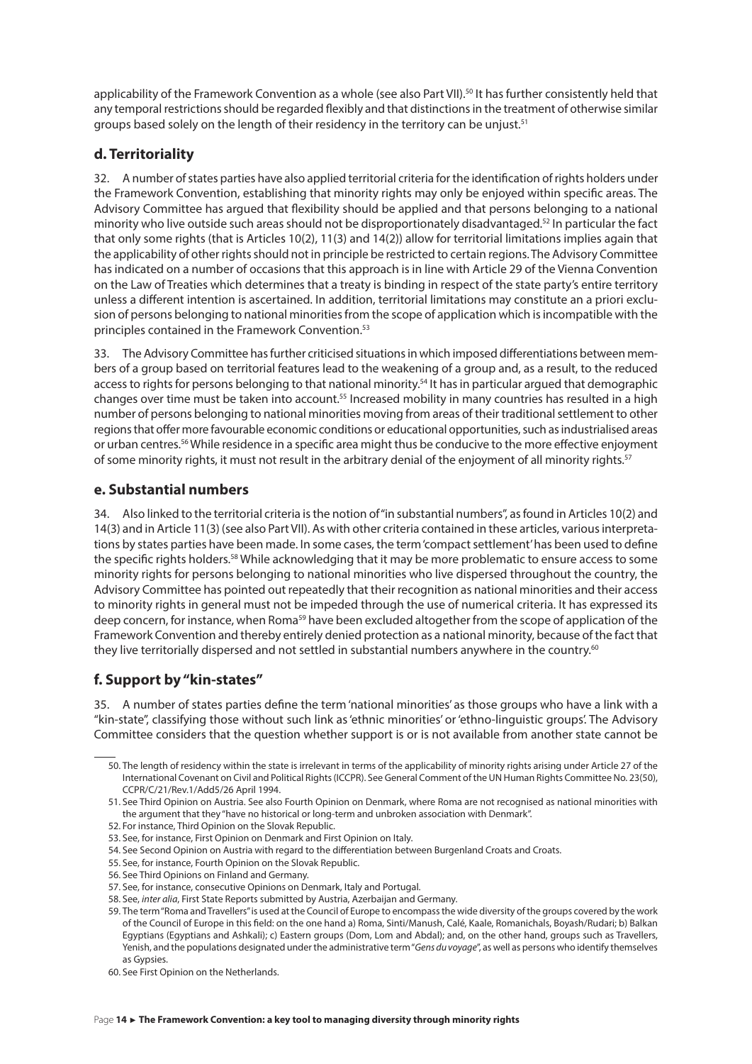applicability of the Framework Convention as a whole (see also Part VII).[50] It has further consistently held that any temporal restrictions should be regarded flexibly and that distinctions in the treatment of otherwise similar groups based solely on the length of their residency in the territory can be unjust.[51]

## d. Territoriality

32. A number of states parties have also applied territorial criteria for the identification of rights holders under the Framework Convention, establishing that minority rights may only be enjoyed within specific areas. The Advisory Committee has argued that flexibility should be applied and that persons belonging to a national minority who live outside such areas should not be disproportionately disadvantaged.[52] In particular the fact that only some rights (that is Articles 10(2), 11(3) and 14(2)) allow for territorial limitations implies again that the applicability of other rights should not in principle be restricted to certain regions. The Advisory Committee has indicated on a number of occasions that this approach is in line with Article 29 of the Vienna Convention on the Law of Treaties which determines that a treaty is binding in respect of the state party's entire territory unless a different intention is ascertained. In addition, territorial limitations may constitute an a priori exclusion of persons belonging to national minorities from the scope of application which is incompatible with the principles contained in the Framework Convention.[53]

33. The Advisory Committee has further criticised situations in which imposed differentiations between members of a group based on territorial features lead to the weakening of a group and, as a result, to the reduced access to rights for persons belonging to that national minority.[54] It has in particular argued that demographic changes over time must be taken into account.[55] Increased mobility in many countries has resulted in a high number of persons belonging to national minorities moving from areas of their traditional settlement to other regions that offer more favourable economic conditions or educational opportunities, such as industrialised areas or urban centres.[56] While residence in a specific area might thus be conducive to the more effective enjoyment of some minority rights, it must not result in the arbitrary denial of the enjoyment of all minority rights.[57]

## e. Substantial numbers

34. Also linked to the territorial criteria is the notion of "in substantial numbers", as found in Articles 10(2) and 14(3) and in Article 11(3) (see also Part VII). As with other criteria contained in these articles, various interpretations by states parties have been made. In some cases, the term 'compact settlement' has been used to define the specific rights holders.[58] While acknowledging that it may be more problematic to ensure access to some minority rights for persons belonging to national minorities who live dispersed throughout the country, the Advisory Committee has pointed out repeatedly that their recognition as national minorities and their access to minority rights in general must not be impeded through the use of numerical criteria. It has expressed its deep concern, for instance, when Roma[59] have been excluded altogether from the scope of application of the Framework Convention and thereby entirely denied protection as a national minority, because of the fact that they live territorially dispersed and not settled in substantial numbers anywhere in the country.[60]

## f. Support by "kin-states"

35. A number of states parties define the term 'national minorities' as those groups who have a link with a "kin-state", classifying those without such link as 'ethnic minorities' or 'ethno-linguistic groups'. The Advisory Committee considers that the question whether support is or is not available from another state cannot be

---

50. The length of residency within the state is irrelevant in terms of the applicability of minority rights arising under Article 27 of the International Covenant on Civil and Political Rights (ICCPR). See General Comment of the UN Human Rights Committee No. 23(50), CCPR/C/21/Rev.1/Add5/26 April 1994.

51. See Third Opinion on Austria. See also Fourth Opinion on Denmark, where Roma are not recognised as national minorities with the argument that they "have no historical or long-term and unbroken association with Denmark".

52. For instance, Third Opinion on the Slovak Republic.

53. See, for instance, First Opinion on Denmark and First Opinion on Italy.

54. See Second Opinion on Austria with regard to the differentiation between Burgenland Croats and Croats.

55. See, for instance, Fourth Opinion on the Slovak Republic.

56. See Third Opinions on Finland and Germany.

57. See, for instance, consecutive Opinions on Denmark, Italy and Portugal.

58. See, *inter alia*, First State Reports submitted by Austria, Azerbaijan and Germany.

59. The term "Roma and Travellers" is used at the Council of Europe to encompass the wide diversity of the groups covered by the work of the Council of Europe in this field: on the one hand a) Roma, Sinti/Manush, Calé, Kaale, Romanichals, Boyash/Rudari; b) Balkan Egyptians (Egyptians and Ashkali); c) Eastern groups (Dom, Lom and Abdal); and, on the other hand, groups such as Travellers, Yenish, and the populations designated under the administrative term "*Gens du voyage*", as well as persons who identify themselves as Gypsies.

60. See First Opinion on the Netherlands.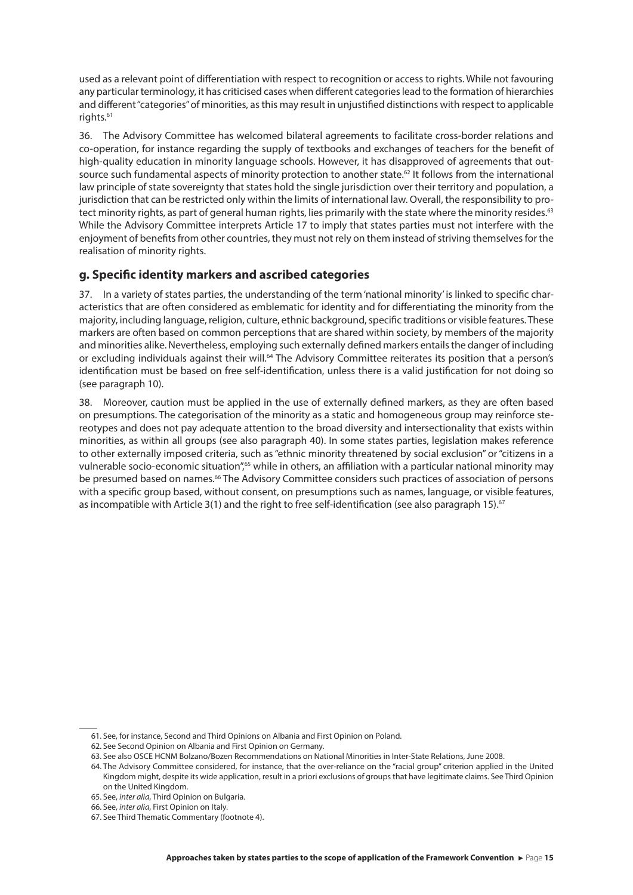used as a relevant point of differentiation with respect to recognition or access to rights. While not favouring any particular terminology, it has criticised cases when different categories lead to the formation of hierarchies and different "categories" of minorities, as this may result in unjustified distinctions with respect to applicable rights.[61]

36. The Advisory Committee has welcomed bilateral agreements to facilitate cross-border relations and co-operation, for instance regarding the supply of textbooks and exchanges of teachers for the benefit of high-quality education in minority language schools. However, it has disapproved of agreements that outsource such fundamental aspects of minority protection to another state.[62] It follows from the international law principle of state sovereignty that states hold the single jurisdiction over their territory and population, a jurisdiction that can be restricted only within the limits of international law. Overall, the responsibility to protect minority rights, as part of general human rights, lies primarily with the state where the minority resides.[63] While the Advisory Committee interprets Article 17 to imply that states parties must not interfere with the enjoyment of benefits from other countries, they must not rely on them instead of striving themselves for the realisation of minority rights.

## g. Specific identity markers and ascribed categories

37. In a variety of states parties, the understanding of the term 'national minority' is linked to specific characteristics that are often considered as emblematic for identity and for differentiating the minority from the majority, including language, religion, culture, ethnic background, specific traditions or visible features. These markers are often based on common perceptions that are shared within society, by members of the majority and minorities alike. Nevertheless, employing such externally defined markers entails the danger of including or excluding individuals against their will.[64] The Advisory Committee reiterates its position that a person's identification must be based on free self-identification, unless there is a valid justification for not doing so (see paragraph 10).

38. Moreover, caution must be applied in the use of externally defined markers, as they are often based on presumptions. The categorisation of the minority as a static and homogeneous group may reinforce stereotypes and does not pay adequate attention to the broad diversity and intersectionality that exists within minorities, as within all groups (see also paragraph 40). In some states parties, legislation makes reference to other externally imposed criteria, such as "ethnic minority threatened by social exclusion" or "citizens in a vulnerable socio-economic situation",[65] while in others, an affiliation with a particular national minority may be presumed based on names.[66] The Advisory Committee considers such practices of association of persons with a specific group based, without consent, on presumptions such as names, language, or visible features, as incompatible with Article 3(1) and the right to free self-identification (see also paragraph 15).[67]

---

61. See, for instance, Second and Third Opinions on Albania and First Opinion on Poland.

62. See Second Opinion on Albania and First Opinion on Germany.

63. See also OSCE HCNM Bolzano/Bozen Recommendations on National Minorities in Inter-State Relations, June 2008.

64. The Advisory Committee considered, for instance, that the over-reliance on the "racial group" criterion applied in the United Kingdom might, despite its wide application, result in a priori exclusions of groups that have legitimate claims. See Third Opinion on the United Kingdom.

65. See, *inter alia*, Third Opinion on Bulgaria.

66. See, *inter alia*, First Opinion on Italy.

67. See Third Thematic Commentary (footnote 4).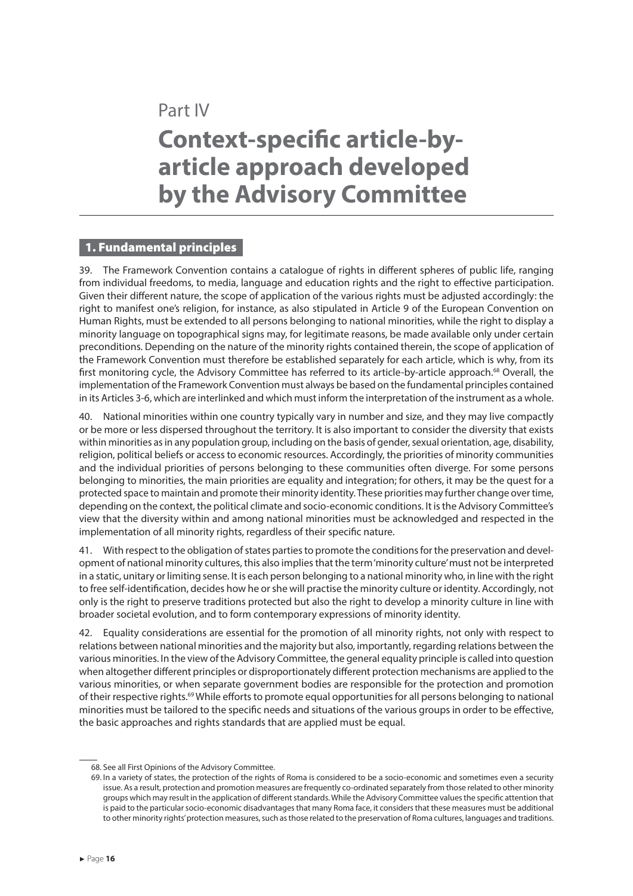# Part IV

# Context-specific article-by-article approach developed by the Advisory Committee

## 1. Fundamental principles

39. The Framework Convention contains a catalogue of rights in different spheres of public life, ranging from individual freedoms, to media, language and education rights and the right to effective participation. Given their different nature, the scope of application of the various rights must be adjusted accordingly: the right to manifest one's religion, for instance, as also stipulated in Article 9 of the European Convention on Human Rights, must be extended to all persons belonging to national minorities, while the right to display a minority language on topographical signs may, for legitimate reasons, be made available only under certain preconditions. Depending on the nature of the minority rights contained therein, the scope of application of the Framework Convention must therefore be established separately for each article, which is why, from its first monitoring cycle, the Advisory Committee has referred to its article-by-article approach.[68] Overall, the implementation of the Framework Convention must always be based on the fundamental principles contained in its Articles 3-6, which are interlinked and which must inform the interpretation of the instrument as a whole.

40. National minorities within one country typically vary in number and size, and they may live compactly or be more or less dispersed throughout the territory. It is also important to consider the diversity that exists within minorities as in any population group, including on the basis of gender, sexual orientation, age, disability, religion, political beliefs or access to economic resources. Accordingly, the priorities of minority communities and the individual priorities of persons belonging to these communities often diverge. For some persons belonging to minorities, the main priorities are equality and integration; for others, it may be the quest for a protected space to maintain and promote their minority identity. These priorities may further change over time, depending on the context, the political climate and socio-economic conditions. It is the Advisory Committee's view that the diversity within and among national minorities must be acknowledged and respected in the implementation of all minority rights, regardless of their specific nature.

41. With respect to the obligation of states parties to promote the conditions for the preservation and development of national minority cultures, this also implies that the term 'minority culture' must not be interpreted in a static, unitary or limiting sense. It is each person belonging to a national minority who, in line with the right to free self-identification, decides how he or she will practise the minority culture or identity. Accordingly, not only is the right to preserve traditions protected but also the right to develop a minority culture in line with broader societal evolution, and to form contemporary expressions of minority identity.

42. Equality considerations are essential for the promotion of all minority rights, not only with respect to relations between national minorities and the majority but also, importantly, regarding relations between the various minorities. In the view of the Advisory Committee, the general equality principle is called into question when altogether different principles or disproportionately different protection mechanisms are applied to the various minorities, or when separate government bodies are responsible for the protection and promotion of their respective rights.[69] While efforts to promote equal opportunities for all persons belonging to national minorities must be tailored to the specific needs and situations of the various groups in order to be effective, the basic approaches and rights standards that are applied must be equal.

---

68. See all First Opinions of the Advisory Committee.

69. In a variety of states, the protection of the rights of Roma is considered to be a socio-economic and sometimes even a security issue. As a result, protection and promotion measures are frequently co-ordinated separately from those related to other minority groups which may result in the application of different standards. While the Advisory Committee values the specific attention that is paid to the particular socio-economic disadvantages that many Roma face, it considers that these measures must be additional to other minority rights' protection measures, such as those related to the preservation of Roma cultures, languages and traditions.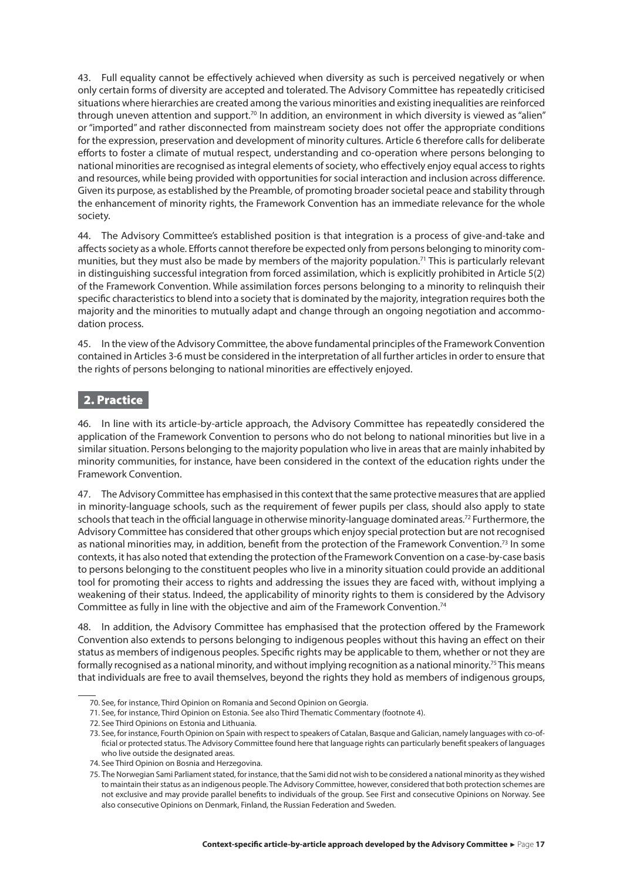43. Full equality cannot be effectively achieved when diversity as such is perceived negatively or when only certain forms of diversity are accepted and tolerated. The Advisory Committee has repeatedly criticised situations where hierarchies are created among the various minorities and existing inequalities are reinforced through uneven attention and support.[70] In addition, an environment in which diversity is viewed as "alien" or "imported" and rather disconnected from mainstream society does not offer the appropriate conditions for the expression, preservation and development of minority cultures. Article 6 therefore calls for deliberate efforts to foster a climate of mutual respect, understanding and co-operation where persons belonging to national minorities are recognised as integral elements of society, who effectively enjoy equal access to rights and resources, while being provided with opportunities for social interaction and inclusion across difference. Given its purpose, as established by the Preamble, of promoting broader societal peace and stability through the enhancement of minority rights, the Framework Convention has an immediate relevance for the whole society.

44. The Advisory Committee's established position is that integration is a process of give-and-take and affects society as a whole. Efforts cannot therefore be expected only from persons belonging to minority communities, but they must also be made by members of the majority population.[71] This is particularly relevant in distinguishing successful integration from forced assimilation, which is explicitly prohibited in Article 5(2) of the Framework Convention. While assimilation forces persons belonging to a minority to relinquish their specific characteristics to blend into a society that is dominated by the majority, integration requires both the majority and the minorities to mutually adapt and change through an ongoing negotiation and accommodation process.

45. In the view of the Advisory Committee, the above fundamental principles of the Framework Convention contained in Articles 3-6 must be considered in the interpretation of all further articles in order to ensure that the rights of persons belonging to national minorities are effectively enjoyed.

## 2. Practice

46. In line with its article-by-article approach, the Advisory Committee has repeatedly considered the application of the Framework Convention to persons who do not belong to national minorities but live in a similar situation. Persons belonging to the majority population who live in areas that are mainly inhabited by minority communities, for instance, have been considered in the context of the education rights under the Framework Convention.

47. The Advisory Committee has emphasised in this context that the same protective measures that are applied in minority-language schools, such as the requirement of fewer pupils per class, should also apply to state schools that teach in the official language in otherwise minority-language dominated areas.[72] Furthermore, the Advisory Committee has considered that other groups which enjoy special protection but are not recognised as national minorities may, in addition, benefit from the protection of the Framework Convention.[73] In some contexts, it has also noted that extending the protection of the Framework Convention on a case-by-case basis to persons belonging to the constituent peoples who live in a minority situation could provide an additional tool for promoting their access to rights and addressing the issues they are faced with, without implying a weakening of their status. Indeed, the applicability of minority rights to them is considered by the Advisory Committee as fully in line with the objective and aim of the Framework Convention.[74]

48. In addition, the Advisory Committee has emphasised that the protection offered by the Framework Convention also extends to persons belonging to indigenous peoples without this having an effect on their status as members of indigenous peoples. Specific rights may be applicable to them, whether or not they are formally recognised as a national minority, and without implying recognition as a national minority.[75] This means that individuals are free to avail themselves, beyond the rights they hold as members of indigenous groups,

---

70. See, for instance, Third Opinion on Romania and Second Opinion on Georgia.

71. See, for instance, Third Opinion on Estonia. See also Third Thematic Commentary (footnote 4).

72. See Third Opinions on Estonia and Lithuania.

73. See, for instance, Fourth Opinion on Spain with respect to speakers of Catalan, Basque and Galician, namely languages with co-official or protected status. The Advisory Committee found here that language rights can particularly benefit speakers of languages who live outside the designated areas.

74. See Third Opinion on Bosnia and Herzegovina.

75. The Norwegian Sami Parliament stated, for instance, that the Sami did not wish to be considered a national minority as they wished to maintain their status as an indigenous people. The Advisory Committee, however, considered that both protection schemes are not exclusive and may provide parallel benefits to individuals of the group. See First and consecutive Opinions on Norway. See also consecutive Opinions on Denmark, Finland, the Russian Federation and Sweden.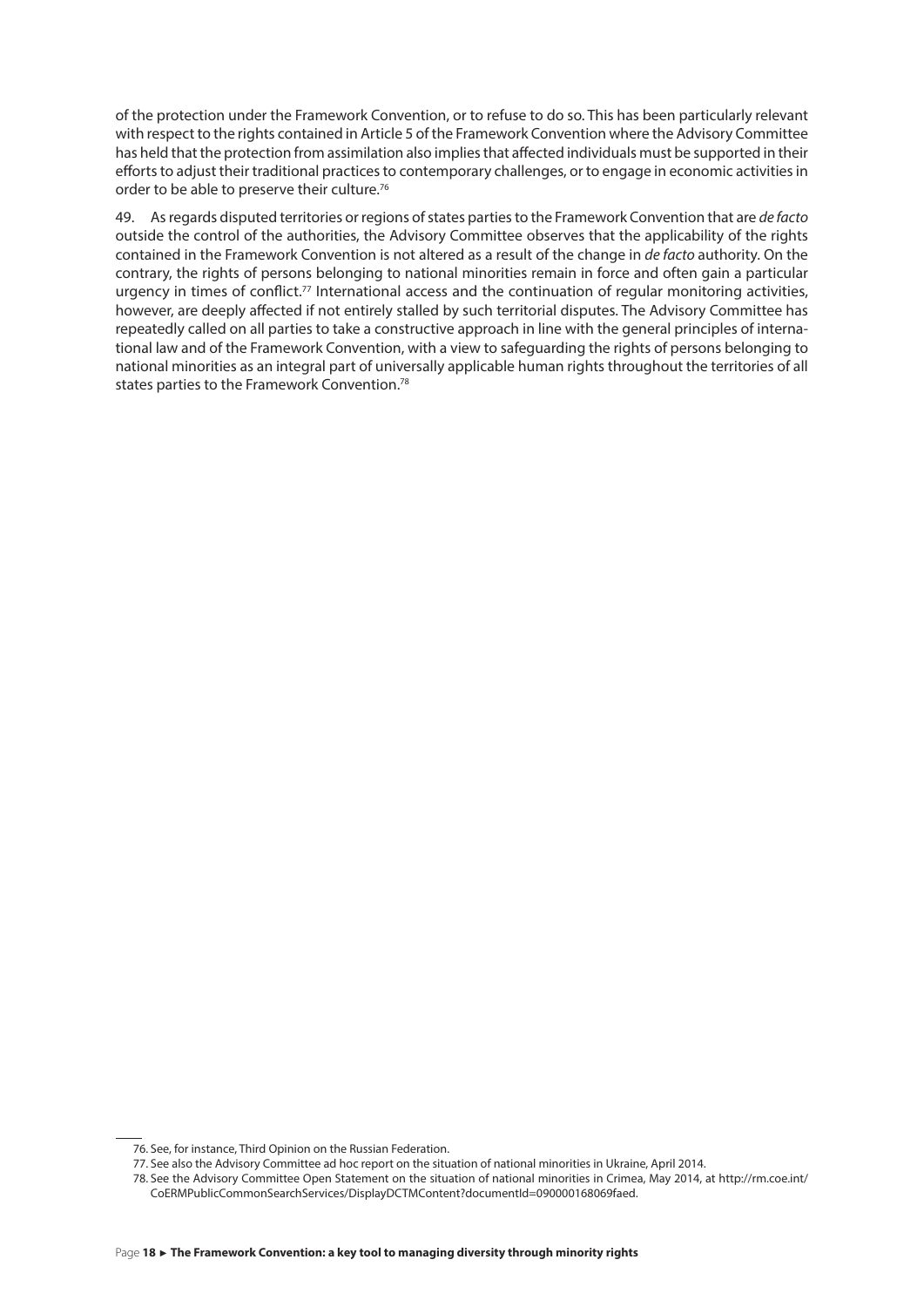of the protection under the Framework Convention, or to refuse to do so. This has been particularly relevant with respect to the rights contained in Article 5 of the Framework Convention where the Advisory Committee has held that the protection from assimilation also implies that affected individuals must be supported in their efforts to adjust their traditional practices to contemporary challenges, or to engage in economic activities in order to be able to preserve their culture.[76]

49. As regards disputed territories or regions of states parties to the Framework Convention that are *de facto* outside the control of the authorities, the Advisory Committee observes that the applicability of the rights contained in the Framework Convention is not altered as a result of the change in *de facto* authority. On the contrary, the rights of persons belonging to national minorities remain in force and often gain a particular urgency in times of conflict.[77] International access and the continuation of regular monitoring activities, however, are deeply affected if not entirely stalled by such territorial disputes. The Advisory Committee has repeatedly called on all parties to take a constructive approach in line with the general principles of international law and of the Framework Convention, with a view to safeguarding the rights of persons belonging to national minorities as an integral part of universally applicable human rights throughout the territories of all states parties to the Framework Convention.[78]

---

76. See, for instance, Third Opinion on the Russian Federation.

77. See also the Advisory Committee ad hoc report on the situation of national minorities in Ukraine, April 2014.

78. See the Advisory Committee Open Statement on the situation of national minorities in Crimea, May 2014, at http://rm.coe.int/CoERMPublicCommonSearchServices/DisplayDCTMContent?documentId=090000168069faed.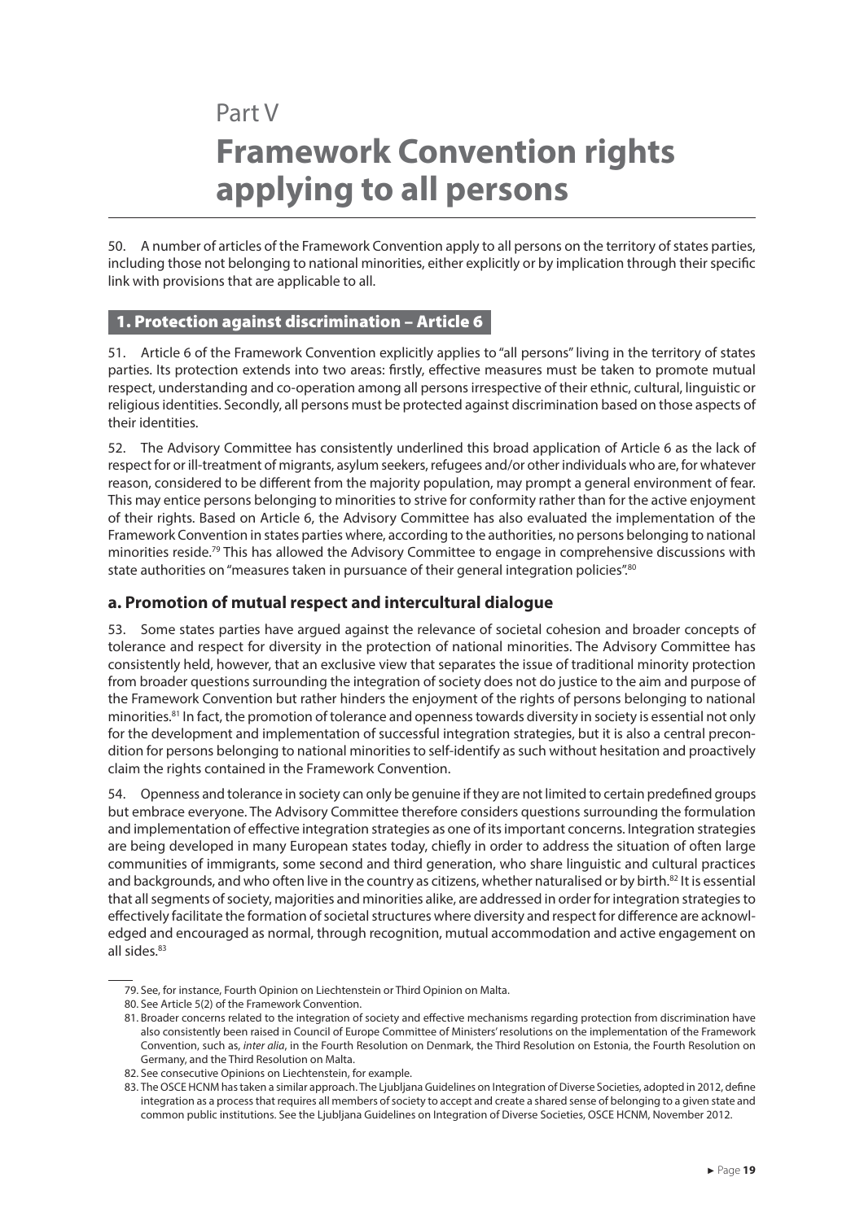Part V

# Framework Convention rights applying to all persons

50. A number of articles of the Framework Convention apply to all persons on the territory of states parties, including those not belonging to national minorities, either explicitly or by implication through their specific link with provisions that are applicable to all.

## 1. Protection against discrimination – Article 6

51. Article 6 of the Framework Convention explicitly applies to "all persons" living in the territory of states parties. Its protection extends into two areas: firstly, effective measures must be taken to promote mutual respect, understanding and co-operation among all persons irrespective of their ethnic, cultural, linguistic or religious identities. Secondly, all persons must be protected against discrimination based on those aspects of their identities.

52. The Advisory Committee has consistently underlined this broad application of Article 6 as the lack of respect for or ill-treatment of migrants, asylum seekers, refugees and/or other individuals who are, for whatever reason, considered to be different from the majority population, may prompt a general environment of fear. This may entice persons belonging to minorities to strive for conformity rather than for the active enjoyment of their rights. Based on Article 6, the Advisory Committee has also evaluated the implementation of the Framework Convention in states parties where, according to the authorities, no persons belonging to national minorities reside.[79] This has allowed the Advisory Committee to engage in comprehensive discussions with state authorities on "measures taken in pursuance of their general integration policies".[80]

### a. Promotion of mutual respect and intercultural dialogue

53. Some states parties have argued against the relevance of societal cohesion and broader concepts of tolerance and respect for diversity in the protection of national minorities. The Advisory Committee has consistently held, however, that an exclusive view that separates the issue of traditional minority protection from broader questions surrounding the integration of society does not do justice to the aim and purpose of the Framework Convention but rather hinders the enjoyment of the rights of persons belonging to national minorities.[81] In fact, the promotion of tolerance and openness towards diversity in society is essential not only for the development and implementation of successful integration strategies, but it is also a central precondition for persons belonging to national minorities to self-identify as such without hesitation and proactively claim the rights contained in the Framework Convention.

54. Openness and tolerance in society can only be genuine if they are not limited to certain predefined groups but embrace everyone. The Advisory Committee therefore considers questions surrounding the formulation and implementation of effective integration strategies as one of its important concerns. Integration strategies are being developed in many European states today, chiefly in order to address the situation of often large communities of immigrants, some second and third generation, who share linguistic and cultural practices and backgrounds, and who often live in the country as citizens, whether naturalised or by birth.[82] It is essential that all segments of society, majorities and minorities alike, are addressed in order for integration strategies to effectively facilitate the formation of societal structures where diversity and respect for difference are acknowledged and encouraged as normal, through recognition, mutual accommodation and active engagement on all sides.[83]

---

79. See, for instance, Fourth Opinion on Liechtenstein or Third Opinion on Malta.

80. See Article 5(2) of the Framework Convention.

81. Broader concerns related to the integration of society and effective mechanisms regarding protection from discrimination have also consistently been raised in Council of Europe Committee of Ministers' resolutions on the implementation of the Framework Convention, such as, *inter alia*, in the Fourth Resolution on Denmark, the Third Resolution on Estonia, the Fourth Resolution on Germany, and the Third Resolution on Malta.

82. See consecutive Opinions on Liechtenstein, for example.

83. The OSCE HCNM has taken a similar approach. The Ljubljana Guidelines on Integration of Diverse Societies, adopted in 2012, define integration as a process that requires all members of society to accept and create a shared sense of belonging to a given state and common public institutions. See the Ljubljana Guidelines on Integration of Diverse Societies, OSCE HCNM, November 2012.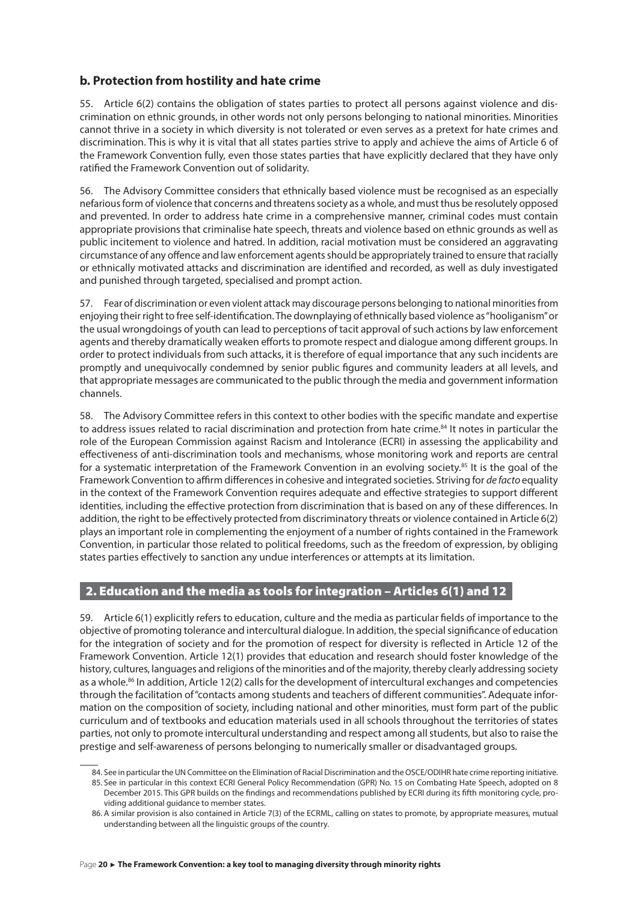### b. Protection from hostility and hate crime

55. Article 6(2) contains the obligation of states parties to protect all persons against violence and discrimination on ethnic grounds, in other words not only persons belonging to national minorities. Minorities cannot thrive in a society in which diversity is not tolerated or even serves as a pretext for hate crimes and discrimination. This is why it is vital that all states parties strive to apply and achieve the aims of Article 6 of the Framework Convention fully, even those states parties that have explicitly declared that they have only ratified the Framework Convention out of solidarity.

56. The Advisory Committee considers that ethnically based violence must be recognised as an especially nefarious form of violence that concerns and threatens society as a whole, and must thus be resolutely opposed and prevented. In order to address hate crime in a comprehensive manner, criminal codes must contain appropriate provisions that criminalise hate speech, threats and violence based on ethnic grounds as well as public incitement to violence and hatred. In addition, racial motivation must be considered an aggravating circumstance of any offence and law enforcement agents should be appropriately trained to ensure that racially or ethnically motivated attacks and discrimination are identified and recorded, as well as duly investigated and punished through targeted, specialised and prompt action.

57. Fear of discrimination or even violent attack may discourage persons belonging to national minorities from enjoying their right to free self-identification. The downplaying of ethnically based violence as "hooliganism" or the usual wrongdoings of youth can lead to perceptions of tacit approval of such actions by law enforcement agents and thereby dramatically weaken efforts to promote respect and dialogue among different groups. In order to protect individuals from such attacks, it is therefore of equal importance that any such incidents are promptly and unequivocally condemned by senior public figures and community leaders at all levels, and that appropriate messages are communicated to the public through the media and government information channels.

58. The Advisory Committee refers in this context to other bodies with the specific mandate and expertise to address issues related to racial discrimination and protection from hate crime.[84] It notes in particular the role of the European Commission against Racism and Intolerance (ECRI) in assessing the applicability and effectiveness of anti-discrimination tools and mechanisms, whose monitoring work and reports are central for a systematic interpretation of the Framework Convention in an evolving society.[85] It is the goal of the Framework Convention to affirm differences in cohesive and integrated societies. Striving for *de facto* equality in the context of the Framework Convention requires adequate and effective strategies to support different identities, including the effective protection from discrimination that is based on any of these differences. In addition, the right to be effectively protected from discriminatory threats or violence contained in Article 6(2) plays an important role in complementing the enjoyment of a number of rights contained in the Framework Convention, in particular those related to political freedoms, such as the freedom of expression, by obliging states parties effectively to sanction any undue interferences or attempts at its limitation.

## 2. Education and the media as tools for integration – Articles 6(1) and 12

59. Article 6(1) explicitly refers to education, culture and the media as particular fields of importance to the objective of promoting tolerance and intercultural dialogue. In addition, the special significance of education for the integration of society and for the promotion of respect for diversity is reflected in Article 12 of the Framework Convention. Article 12(1) provides that education and research should foster knowledge of the history, cultures, languages and religions of the minorities and of the majority, thereby clearly addressing society as a whole.[86] In addition, Article 12(2) calls for the development of intercultural exchanges and competencies through the facilitation of "contacts among students and teachers of different communities". Adequate information on the composition of society, including national and other minorities, must form part of the public curriculum and of textbooks and education materials used in all schools throughout the territories of states parties, not only to promote intercultural understanding and respect among all students, but also to raise the prestige and self-awareness of persons belonging to numerically smaller or disadvantaged groups.

84. See in particular the UN Committee on the Elimination of Racial Discrimination and the OSCE/ODIHR hate crime reporting initiative.

85. See in particular in this context ECRI General Policy Recommendation (GPR) No. 15 on Combating Hate Speech, adopted on 8 December 2015. This GPR builds on the findings and recommendations published by ECRI during its fifth monitoring cycle, providing additional guidance to member states.

86. A similar provision is also contained in Article 7(3) of the ECRML, calling on states to promote, by appropriate measures, mutual understanding between all the linguistic groups of the country.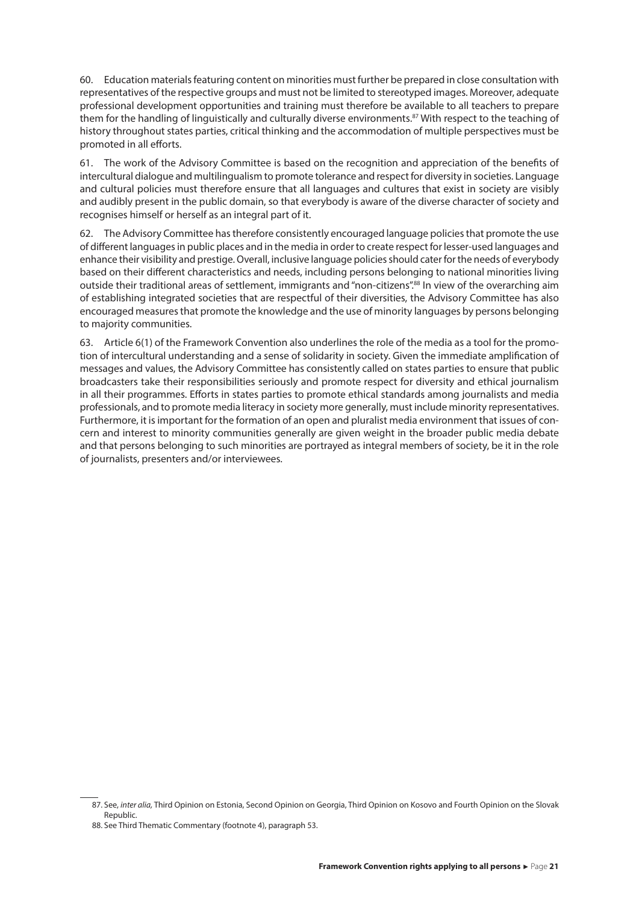60. Education materials featuring content on minorities must further be prepared in close consultation with representatives of the respective groups and must not be limited to stereotyped images. Moreover, adequate professional development opportunities and training must therefore be available to all teachers to prepare them for the handling of linguistically and culturally diverse environments.[87] With respect to the teaching of history throughout states parties, critical thinking and the accommodation of multiple perspectives must be promoted in all efforts.

61. The work of the Advisory Committee is based on the recognition and appreciation of the benefits of intercultural dialogue and multilingualism to promote tolerance and respect for diversity in societies. Language and cultural policies must therefore ensure that all languages and cultures that exist in society are visibly and audibly present in the public domain, so that everybody is aware of the diverse character of society and recognises himself or herself as an integral part of it.

62. The Advisory Committee has therefore consistently encouraged language policies that promote the use of different languages in public places and in the media in order to create respect for lesser-used languages and enhance their visibility and prestige. Overall, inclusive language policies should cater for the needs of everybody based on their different characteristics and needs, including persons belonging to national minorities living outside their traditional areas of settlement, immigrants and "non-citizens".[88] In view of the overarching aim of establishing integrated societies that are respectful of their diversities, the Advisory Committee has also encouraged measures that promote the knowledge and the use of minority languages by persons belonging to majority communities.

63. Article 6(1) of the Framework Convention also underlines the role of the media as a tool for the promotion of intercultural understanding and a sense of solidarity in society. Given the immediate amplification of messages and values, the Advisory Committee has consistently called on states parties to ensure that public broadcasters take their responsibilities seriously and promote respect for diversity and ethical journalism in all their programmes. Efforts in states parties to promote ethical standards among journalists and media professionals, and to promote media literacy in society more generally, must include minority representatives. Furthermore, it is important for the formation of an open and pluralist media environment that issues of concern and interest to minority communities generally are given weight in the broader public media debate and that persons belonging to such minorities are portrayed as integral members of society, be it in the role of journalists, presenters and/or interviewees.

---

87. See, *inter alia,* Third Opinion on Estonia, Second Opinion on Georgia, Third Opinion on Kosovo and Fourth Opinion on the Slovak Republic.

88. See Third Thematic Commentary (footnote 4), paragraph 53.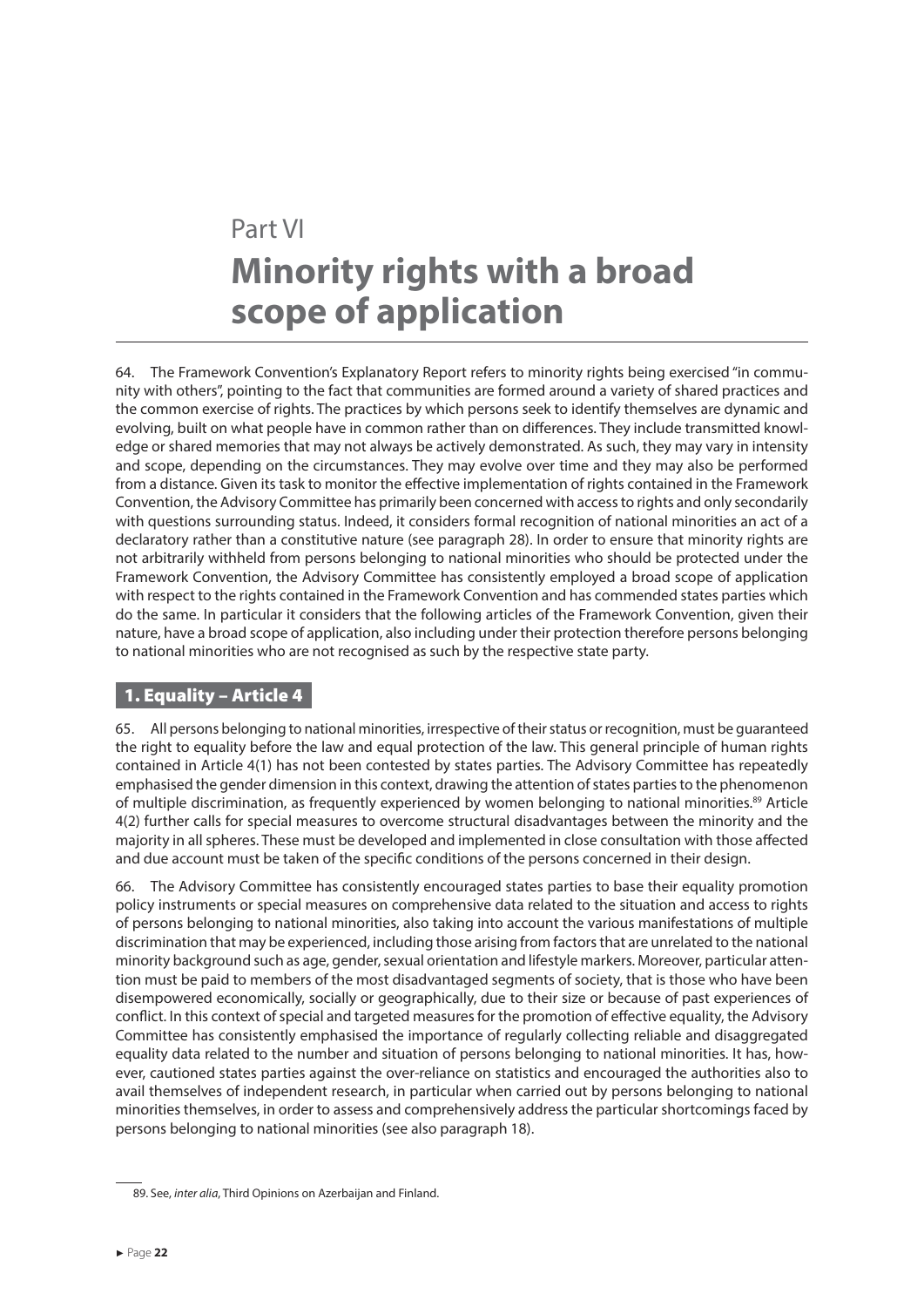Part VI

# Minority rights with a broad scope of application

64. The Framework Convention's Explanatory Report refers to minority rights being exercised "in community with others", pointing to the fact that communities are formed around a variety of shared practices and the common exercise of rights. The practices by which persons seek to identify themselves are dynamic and evolving, built on what people have in common rather than on differences. They include transmitted knowledge or shared memories that may not always be actively demonstrated. As such, they may vary in intensity and scope, depending on the circumstances. They may evolve over time and they may also be performed from a distance. Given its task to monitor the effective implementation of rights contained in the Framework Convention, the Advisory Committee has primarily been concerned with access to rights and only secondarily with questions surrounding status. Indeed, it considers formal recognition of national minorities an act of a declaratory rather than a constitutive nature (see paragraph 28). In order to ensure that minority rights are not arbitrarily withheld from persons belonging to national minorities who should be protected under the Framework Convention, the Advisory Committee has consistently employed a broad scope of application with respect to the rights contained in the Framework Convention and has commended states parties which do the same. In particular it considers that the following articles of the Framework Convention, given their nature, have a broad scope of application, also including under their protection therefore persons belonging to national minorities who are not recognised as such by the respective state party.

## 1. Equality – Article 4

65. All persons belonging to national minorities, irrespective of their status or recognition, must be guaranteed the right to equality before the law and equal protection of the law. This general principle of human rights contained in Article 4(1) has not been contested by states parties. The Advisory Committee has repeatedly emphasised the gender dimension in this context, drawing the attention of states parties to the phenomenon of multiple discrimination, as frequently experienced by women belonging to national minorities.[89] Article 4(2) further calls for special measures to overcome structural disadvantages between the minority and the majority in all spheres. These must be developed and implemented in close consultation with those affected and due account must be taken of the specific conditions of the persons concerned in their design.

66. The Advisory Committee has consistently encouraged states parties to base their equality promotion policy instruments or special measures on comprehensive data related to the situation and access to rights of persons belonging to national minorities, also taking into account the various manifestations of multiple discrimination that may be experienced, including those arising from factors that are unrelated to the national minority background such as age, gender, sexual orientation and lifestyle markers. Moreover, particular attention must be paid to members of the most disadvantaged segments of society, that is those who have been disempowered economically, socially or geographically, due to their size or because of past experiences of conflict. In this context of special and targeted measures for the promotion of effective equality, the Advisory Committee has consistently emphasised the importance of regularly collecting reliable and disaggregated equality data related to the number and situation of persons belonging to national minorities. It has, however, cautioned states parties against the over-reliance on statistics and encouraged the authorities also to avail themselves of independent research, in particular when carried out by persons belonging to national minorities themselves, in order to assess and comprehensively address the particular shortcomings faced by persons belonging to national minorities (see also paragraph 18).

89. See, *inter alia*, Third Opinions on Azerbaijan and Finland.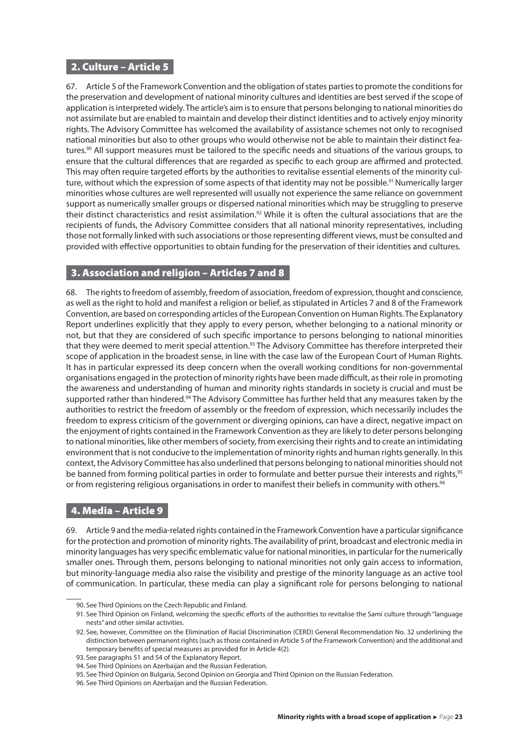## 2. Culture – Article 5

67. Article 5 of the Framework Convention and the obligation of states parties to promote the conditions for the preservation and development of national minority cultures and identities are best served if the scope of application is interpreted widely. The article's aim is to ensure that persons belonging to national minorities do not assimilate but are enabled to maintain and develop their distinct identities and to actively enjoy minority rights. The Advisory Committee has welcomed the availability of assistance schemes not only to recognised national minorities but also to other groups who would otherwise not be able to maintain their distinct features.[90] All support measures must be tailored to the specific needs and situations of the various groups, to ensure that the cultural differences that are regarded as specific to each group are affirmed and protected. This may often require targeted efforts by the authorities to revitalise essential elements of the minority culture, without which the expression of some aspects of that identity may not be possible.[91] Numerically larger minorities whose cultures are well represented will usually not experience the same reliance on government support as numerically smaller groups or dispersed national minorities which may be struggling to preserve their distinct characteristics and resist assimilation.[92] While it is often the cultural associations that are the recipients of funds, the Advisory Committee considers that all national minority representatives, including those not formally linked with such associations or those representing different views, must be consulted and provided with effective opportunities to obtain funding for the preservation of their identities and cultures.

## 3. Association and religion – Articles 7 and 8

68. The rights to freedom of assembly, freedom of association, freedom of expression, thought and conscience, as well as the right to hold and manifest a religion or belief, as stipulated in Articles 7 and 8 of the Framework Convention, are based on corresponding articles of the European Convention on Human Rights. The Explanatory Report underlines explicitly that they apply to every person, whether belonging to a national minority or not, but that they are considered of such specific importance to persons belonging to national minorities that they were deemed to merit special attention.[93] The Advisory Committee has therefore interpreted their scope of application in the broadest sense, in line with the case law of the European Court of Human Rights. It has in particular expressed its deep concern when the overall working conditions for non-governmental organisations engaged in the protection of minority rights have been made difficult, as their role in promoting the awareness and understanding of human and minority rights standards in society is crucial and must be supported rather than hindered.[94] The Advisory Committee has further held that any measures taken by the authorities to restrict the freedom of assembly or the freedom of expression, which necessarily includes the freedom to express criticism of the government or diverging opinions, can have a direct, negative impact on the enjoyment of rights contained in the Framework Convention as they are likely to deter persons belonging to national minorities, like other members of society, from exercising their rights and to create an intimidating environment that is not conducive to the implementation of minority rights and human rights generally. In this context, the Advisory Committee has also underlined that persons belonging to national minorities should not be banned from forming political parties in order to formulate and better pursue their interests and rights,[95] or from registering religious organisations in order to manifest their beliefs in community with others.[96]

## 4. Media – Article 9

69. Article 9 and the media-related rights contained in the Framework Convention have a particular significance for the protection and promotion of minority rights. The availability of print, broadcast and electronic media in minority languages has very specific emblematic value for national minorities, in particular for the numerically smaller ones. Through them, persons belonging to national minorities not only gain access to information, but minority-language media also raise the visibility and prestige of the minority language as an active tool of communication. In particular, these media can play a significant role for persons belonging to national

---

90. See Third Opinions on the Czech Republic and Finland.

91. See Third Opinion on Finland, welcoming the specific efforts of the authorities to revitalise the Sami culture through "language nests" and other similar activities.

92. See, however, Committee on the Elimination of Racial Discrimination (CERD) General Recommendation No. 32 underlining the distinction between permanent rights (such as those contained in Article 5 of the Framework Convention) and the additional and temporary benefits of special measures as provided for in Article 4(2).

93. See paragraphs 51 and 54 of the Explanatory Report.

94. See Third Opinions on Azerbaijan and the Russian Federation.

95. See Third Opinion on Bulgaria, Second Opinion on Georgia and Third Opinion on the Russian Federation.

96. See Third Opinions on Azerbaijan and the Russian Federation.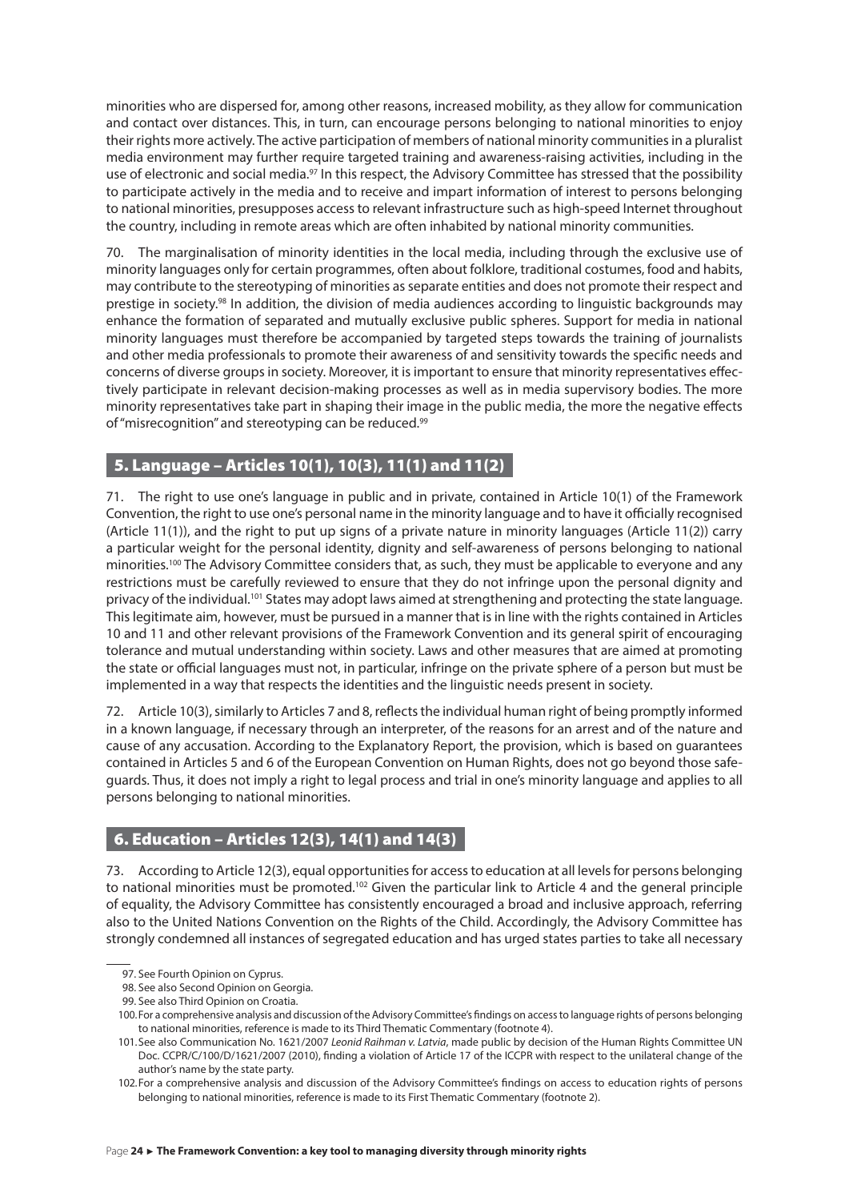minorities who are dispersed for, among other reasons, increased mobility, as they allow for communication and contact over distances. This, in turn, can encourage persons belonging to national minorities to enjoy their rights more actively. The active participation of members of national minority communities in a pluralist media environment may further require targeted training and awareness-raising activities, including in the use of electronic and social media.[97] In this respect, the Advisory Committee has stressed that the possibility to participate actively in the media and to receive and impart information of interest to persons belonging to national minorities, presupposes access to relevant infrastructure such as high-speed Internet throughout the country, including in remote areas which are often inhabited by national minority communities.

70. The marginalisation of minority identities in the local media, including through the exclusive use of minority languages only for certain programmes, often about folklore, traditional costumes, food and habits, may contribute to the stereotyping of minorities as separate entities and does not promote their respect and prestige in society.[98] In addition, the division of media audiences according to linguistic backgrounds may enhance the formation of separated and mutually exclusive public spheres. Support for media in national minority languages must therefore be accompanied by targeted steps towards the training of journalists and other media professionals to promote their awareness of and sensitivity towards the specific needs and concerns of diverse groups in society. Moreover, it is important to ensure that minority representatives effectively participate in relevant decision-making processes as well as in media supervisory bodies. The more minority representatives take part in shaping their image in the public media, the more the negative effects of "misrecognition" and stereotyping can be reduced.[99]

## 5. Language – Articles 10(1), 10(3), 11(1) and 11(2)

71. The right to use one's language in public and in private, contained in Article 10(1) of the Framework Convention, the right to use one's personal name in the minority language and to have it officially recognised (Article 11(1)), and the right to put up signs of a private nature in minority languages (Article 11(2)) carry a particular weight for the personal identity, dignity and self-awareness of persons belonging to national minorities.[100] The Advisory Committee considers that, as such, they must be applicable to everyone and any restrictions must be carefully reviewed to ensure that they do not infringe upon the personal dignity and privacy of the individual.[101] States may adopt laws aimed at strengthening and protecting the state language. This legitimate aim, however, must be pursued in a manner that is in line with the rights contained in Articles 10 and 11 and other relevant provisions of the Framework Convention and its general spirit of encouraging tolerance and mutual understanding within society. Laws and other measures that are aimed at promoting the state or official languages must not, in particular, infringe on the private sphere of a person but must be implemented in a way that respects the identities and the linguistic needs present in society.

72. Article 10(3), similarly to Articles 7 and 8, reflects the individual human right of being promptly informed in a known language, if necessary through an interpreter, of the reasons for an arrest and of the nature and cause of any accusation. According to the Explanatory Report, the provision, which is based on guarantees contained in Articles 5 and 6 of the European Convention on Human Rights, does not go beyond those safeguards. Thus, it does not imply a right to legal process and trial in one's minority language and applies to all persons belonging to national minorities.

## 6. Education – Articles 12(3), 14(1) and 14(3)

73. According to Article 12(3), equal opportunities for access to education at all levels for persons belonging to national minorities must be promoted.[102] Given the particular link to Article 4 and the general principle of equality, the Advisory Committee has consistently encouraged a broad and inclusive approach, referring also to the United Nations Convention on the Rights of the Child. Accordingly, the Advisory Committee has strongly condemned all instances of segregated education and has urged states parties to take all necessary

97. See Fourth Opinion on Cyprus.

98. See also Second Opinion on Georgia.

99. See also Third Opinion on Croatia.

100. For a comprehensive analysis and discussion of the Advisory Committee's findings on access to language rights of persons belonging to national minorities, reference is made to its Third Thematic Commentary (footnote 4).

101. See also Communication No. 1621/2007 *Leonid Raihman v. Latvia*, made public by decision of the Human Rights Committee UN Doc. CCPR/C/100/D/1621/2007 (2010), finding a violation of Article 17 of the ICCPR with respect to the unilateral change of the author's name by the state party.

102. For a comprehensive analysis and discussion of the Advisory Committee's findings on access to education rights of persons belonging to national minorities, reference is made to its First Thematic Commentary (footnote 2).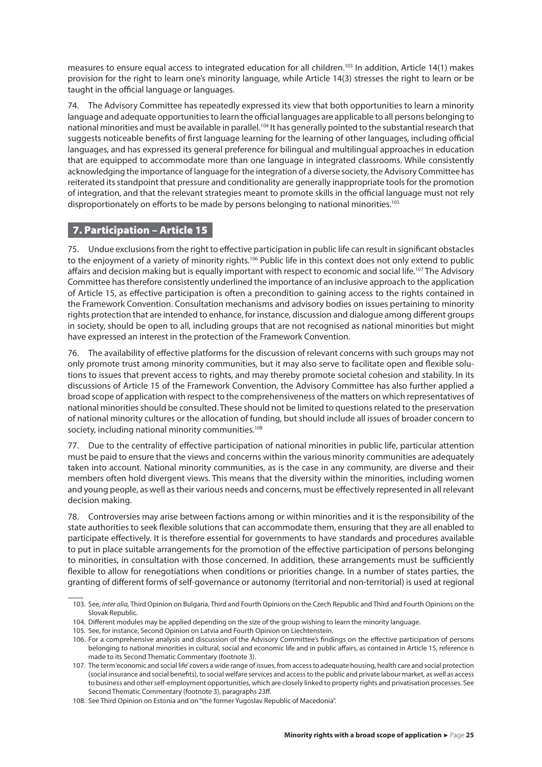measures to ensure equal access to integrated education for all children.[103] In addition, Article 14(1) makes provision for the right to learn one's minority language, while Article 14(3) stresses the right to learn or be taught in the official language or languages.

74. The Advisory Committee has repeatedly expressed its view that both opportunities to learn a minority language and adequate opportunities to learn the official languages are applicable to all persons belonging to national minorities and must be available in parallel.[104] It has generally pointed to the substantial research that suggests noticeable benefits of first language learning for the learning of other languages, including official languages, and has expressed its general preference for bilingual and multilingual approaches in education that are equipped to accommodate more than one language in integrated classrooms. While consistently acknowledging the importance of language for the integration of a diverse society, the Advisory Committee has reiterated its standpoint that pressure and conditionality are generally inappropriate tools for the promotion of integration, and that the relevant strategies meant to promote skills in the official language must not rely disproportionately on efforts to be made by persons belonging to national minorities.[105]

## 7. Participation – Article 15

75. Undue exclusions from the right to effective participation in public life can result in significant obstacles to the enjoyment of a variety of minority rights.[106] Public life in this context does not only extend to public affairs and decision making but is equally important with respect to economic and social life.[107] The Advisory Committee has therefore consistently underlined the importance of an inclusive approach to the application of Article 15, as effective participation is often a precondition to gaining access to the rights contained in the Framework Convention. Consultation mechanisms and advisory bodies on issues pertaining to minority rights protection that are intended to enhance, for instance, discussion and dialogue among different groups in society, should be open to all, including groups that are not recognised as national minorities but might have expressed an interest in the protection of the Framework Convention.

76. The availability of effective platforms for the discussion of relevant concerns with such groups may not only promote trust among minority communities, but it may also serve to facilitate open and flexible solutions to issues that prevent access to rights, and may thereby promote societal cohesion and stability. In its discussions of Article 15 of the Framework Convention, the Advisory Committee has also further applied a broad scope of application with respect to the comprehensiveness of the matters on which representatives of national minorities should be consulted. These should not be limited to questions related to the preservation of national minority cultures or the allocation of funding, but should include all issues of broader concern to society, including national minority communities.[108]

77. Due to the centrality of effective participation of national minorities in public life, particular attention must be paid to ensure that the views and concerns within the various minority communities are adequately taken into account. National minority communities, as is the case in any community, are diverse and their members often hold divergent views. This means that the diversity within the minorities, including women and young people, as well as their various needs and concerns, must be effectively represented in all relevant decision making.

78. Controversies may arise between factions among or within minorities and it is the responsibility of the state authorities to seek flexible solutions that can accommodate them, ensuring that they are all enabled to participate effectively. It is therefore essential for governments to have standards and procedures available to put in place suitable arrangements for the promotion of the effective participation of persons belonging to minorities, in consultation with those concerned. In addition, these arrangements must be sufficiently flexible to allow for renegotiations when conditions or priorities change. In a number of states parties, the granting of different forms of self-governance or autonomy (territorial and non-territorial) is used at regional

---

103. See, *inter alia,* Third Opinion on Bulgaria, Third and Fourth Opinions on the Czech Republic and Third and Fourth Opinions on the Slovak Republic.

104. Different modules may be applied depending on the size of the group wishing to learn the minority language.

105. See, for instance, Second Opinion on Latvia and Fourth Opinion on Liechtenstein.

106. For a comprehensive analysis and discussion of the Advisory Committee's findings on the effective participation of persons belonging to national minorities in cultural, social and economic life and in public affairs, as contained in Article 15, reference is made to its Second Thematic Commentary (footnote 3).

107. The term 'economic and social life' covers a wide range of issues, from access to adequate housing, health care and social protection (social insurance and social benefits), to social welfare services and access to the public and private labour market, as well as access to business and other self-employment opportunities, which are closely linked to property rights and privatisation processes. See Second Thematic Commentary (footnote 3), paragraphs 23ff.

108. See Third Opinion on Estonia and on "the former Yugoslav Republic of Macedonia".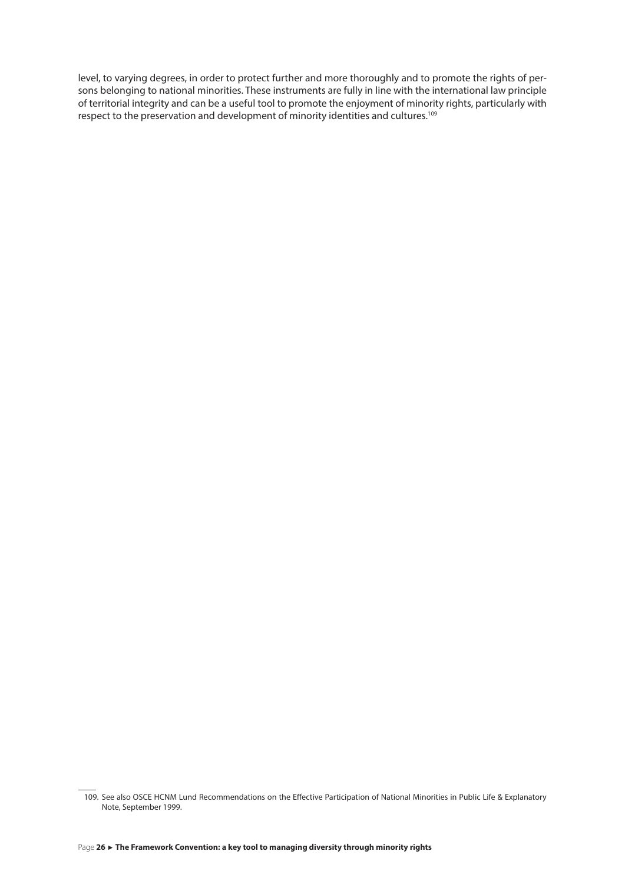level, to varying degrees, in order to protect further and more thoroughly and to promote the rights of persons belonging to national minorities. These instruments are fully in line with the international law principle of territorial integrity and can be a useful tool to promote the enjoyment of minority rights, particularly with respect to the preservation and development of minority identities and cultures.[109]

---

109. See also OSCE HCNM Lund Recommendations on the Effective Participation of National Minorities in Public Life & Explanatory Note, September 1999.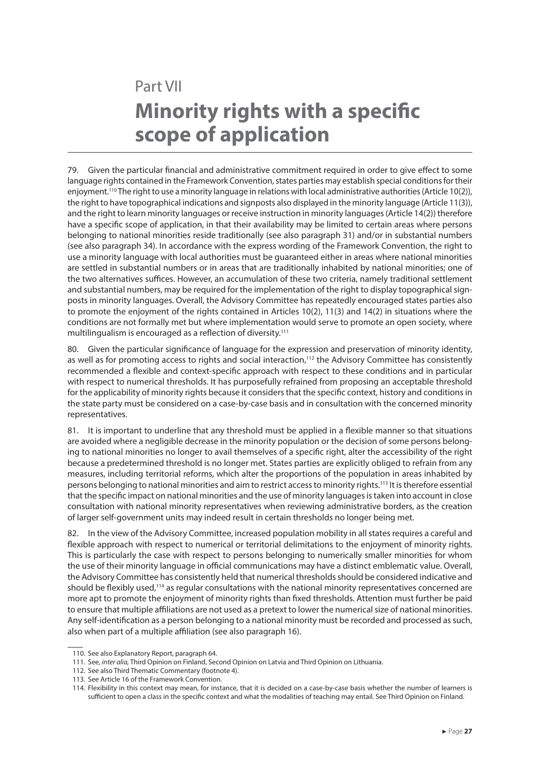# Part VII

# Minority rights with a specific scope of application

79. Given the particular financial and administrative commitment required in order to give effect to some language rights contained in the Framework Convention, states parties may establish special conditions for their enjoyment.[110] The right to use a minority language in relations with local administrative authorities (Article 10(2)), the right to have topographical indications and signposts also displayed in the minority language (Article 11(3)), and the right to learn minority languages or receive instruction in minority languages (Article 14(2)) therefore have a specific scope of application, in that their availability may be limited to certain areas where persons belonging to national minorities reside traditionally (see also paragraph 31) and/or in substantial numbers (see also paragraph 34). In accordance with the express wording of the Framework Convention, the right to use a minority language with local authorities must be guaranteed either in areas where national minorities are settled in substantial numbers or in areas that are traditionally inhabited by national minorities; one of the two alternatives suffices. However, an accumulation of these two criteria, namely traditional settlement and substantial numbers, may be required for the implementation of the right to display topographical signposts in minority languages. Overall, the Advisory Committee has repeatedly encouraged states parties also to promote the enjoyment of the rights contained in Articles 10(2), 11(3) and 14(2) in situations where the conditions are not formally met but where implementation would serve to promote an open society, where multilingualism is encouraged as a reflection of diversity.[111]

80. Given the particular significance of language for the expression and preservation of minority identity, as well as for promoting access to rights and social interaction,[112] the Advisory Committee has consistently recommended a flexible and context-specific approach with respect to these conditions and in particular with respect to numerical thresholds. It has purposefully refrained from proposing an acceptable threshold for the applicability of minority rights because it considers that the specific context, history and conditions in the state party must be considered on a case-by-case basis and in consultation with the concerned minority representatives.

81. It is important to underline that any threshold must be applied in a flexible manner so that situations are avoided where a negligible decrease in the minority population or the decision of some persons belonging to national minorities no longer to avail themselves of a specific right, alter the accessibility of the right because a predetermined threshold is no longer met. States parties are explicitly obliged to refrain from any measures, including territorial reforms, which alter the proportions of the population in areas inhabited by persons belonging to national minorities and aim to restrict access to minority rights.[113] It is therefore essential that the specific impact on national minorities and the use of minority languages is taken into account in close consultation with national minority representatives when reviewing administrative borders, as the creation of larger self-government units may indeed result in certain thresholds no longer being met.

82. In the view of the Advisory Committee, increased population mobility in all states requires a careful and flexible approach with respect to numerical or territorial delimitations to the enjoyment of minority rights. This is particularly the case with respect to persons belonging to numerically smaller minorities for whom the use of their minority language in official communications may have a distinct emblematic value. Overall, the Advisory Committee has consistently held that numerical thresholds should be considered indicative and should be flexibly used,[114] as regular consultations with the national minority representatives concerned are more apt to promote the enjoyment of minority rights than fixed thresholds. Attention must further be paid to ensure that multiple affiliations are not used as a pretext to lower the numerical size of national minorities. Any self-identification as a person belonging to a national minority must be recorded and processed as such, also when part of a multiple affiliation (see also paragraph 16).

---

110. See also Explanatory Report, paragraph 64.

111. See, *inter alia*, Third Opinion on Finland, Second Opinion on Latvia and Third Opinion on Lithuania.

112. See also Third Thematic Commentary (footnote 4).

113. See Article 16 of the Framework Convention.

114. Flexibility in this context may mean, for instance, that it is decided on a case-by-case basis whether the number of learners is sufficient to open a class in the specific context and what the modalities of teaching may entail. See Third Opinion on Finland.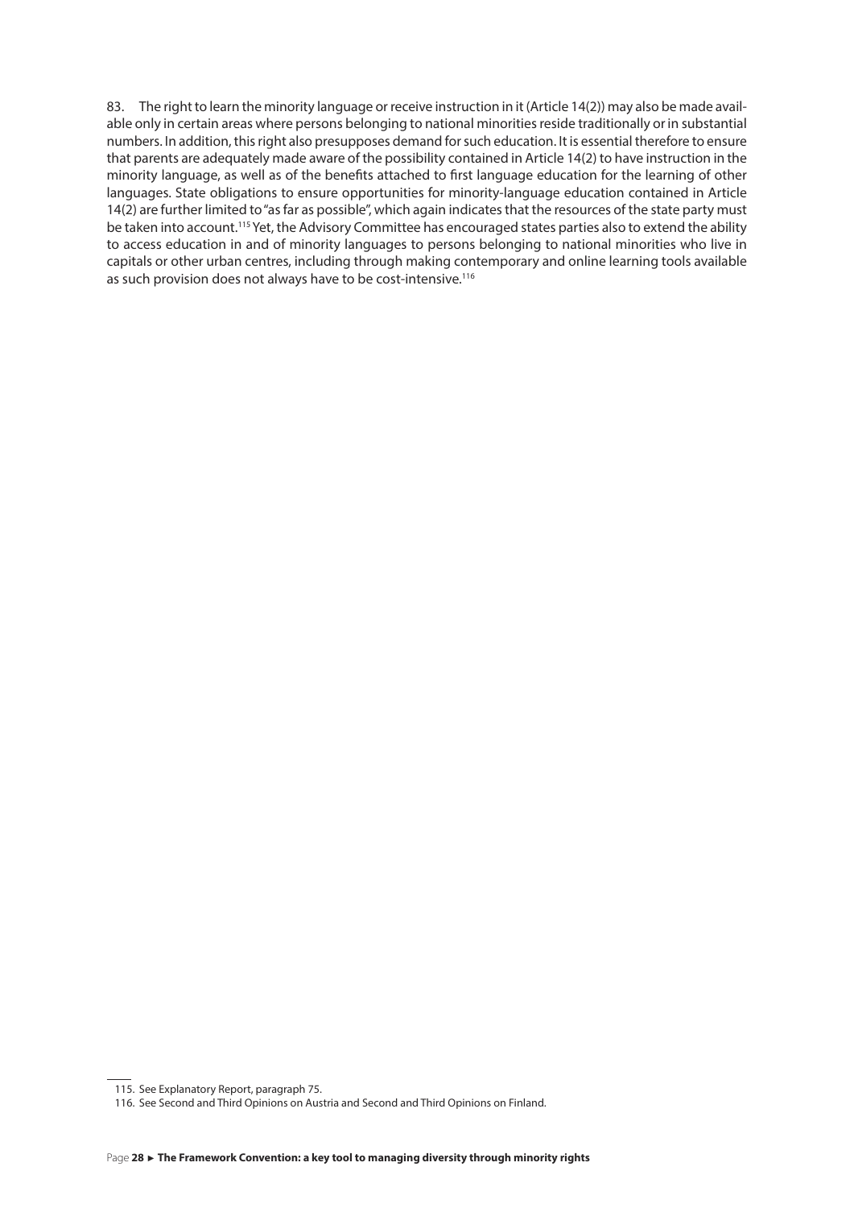83. The right to learn the minority language or receive instruction in it (Article 14(2)) may also be made available only in certain areas where persons belonging to national minorities reside traditionally or in substantial numbers. In addition, this right also presupposes demand for such education. It is essential therefore to ensure that parents are adequately made aware of the possibility contained in Article 14(2) to have instruction in the minority language, as well as of the benefits attached to first language education for the learning of other languages. State obligations to ensure opportunities for minority-language education contained in Article 14(2) are further limited to "as far as possible", which again indicates that the resources of the state party must be taken into account.[115] Yet, the Advisory Committee has encouraged states parties also to extend the ability to access education in and of minority languages to persons belonging to national minorities who live in capitals or other urban centres, including through making contemporary and online learning tools available as such provision does not always have to be cost-intensive.[116]

---

115. See Explanatory Report, paragraph 75.

116. See Second and Third Opinions on Austria and Second and Third Opinions on Finland.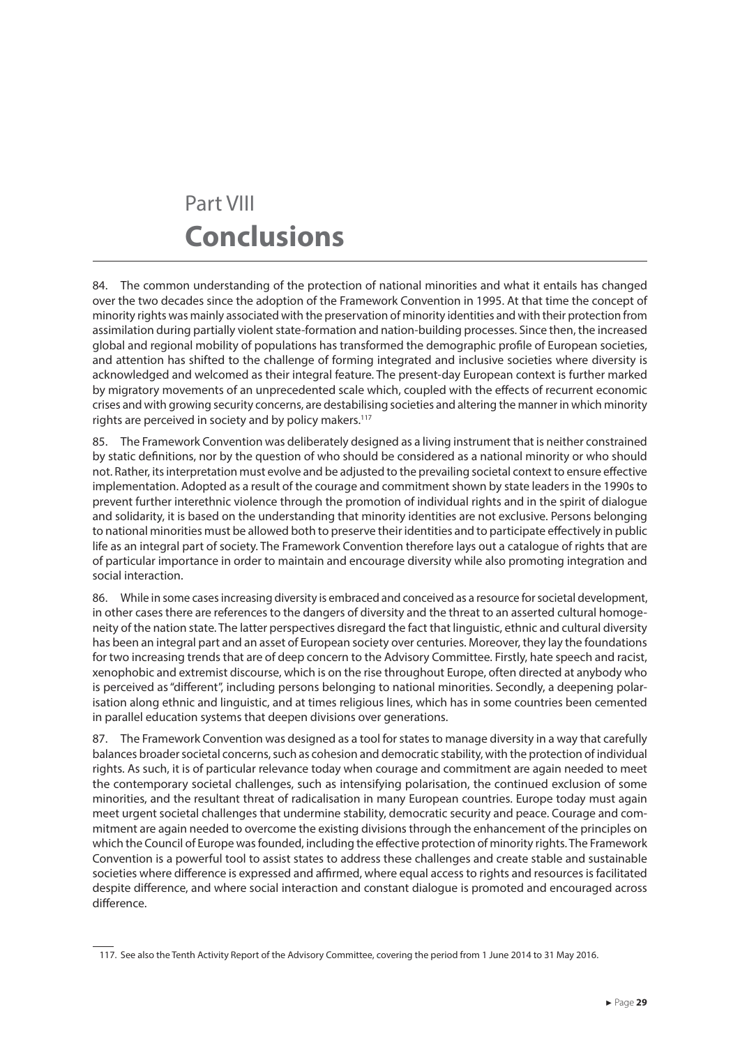# Part VIII
# **Conclusions**

84. The common understanding of the protection of national minorities and what it entails has changed over the two decades since the adoption of the Framework Convention in 1995. At that time the concept of minority rights was mainly associated with the preservation of minority identities and with their protection from assimilation during partially violent state-formation and nation-building processes. Since then, the increased global and regional mobility of populations has transformed the demographic profile of European societies, and attention has shifted to the challenge of forming integrated and inclusive societies where diversity is acknowledged and welcomed as their integral feature. The present-day European context is further marked by migratory movements of an unprecedented scale which, coupled with the effects of recurrent economic crises and with growing security concerns, are destabilising societies and altering the manner in which minority rights are perceived in society and by policy makers.[117]

85. The Framework Convention was deliberately designed as a living instrument that is neither constrained by static definitions, nor by the question of who should be considered as a national minority or who should not. Rather, its interpretation must evolve and be adjusted to the prevailing societal context to ensure effective implementation. Adopted as a result of the courage and commitment shown by state leaders in the 1990s to prevent further interethnic violence through the promotion of individual rights and in the spirit of dialogue and solidarity, it is based on the understanding that minority identities are not exclusive. Persons belonging to national minorities must be allowed both to preserve their identities and to participate effectively in public life as an integral part of society. The Framework Convention therefore lays out a catalogue of rights that are of particular importance in order to maintain and encourage diversity while also promoting integration and social interaction.

86. While in some cases increasing diversity is embraced and conceived as a resource for societal development, in other cases there are references to the dangers of diversity and the threat to an asserted cultural homogeneity of the nation state. The latter perspectives disregard the fact that linguistic, ethnic and cultural diversity has been an integral part and an asset of European society over centuries. Moreover, they lay the foundations for two increasing trends that are of deep concern to the Advisory Committee. Firstly, hate speech and racist, xenophobic and extremist discourse, which is on the rise throughout Europe, often directed at anybody who is perceived as "different", including persons belonging to national minorities. Secondly, a deepening polarisation along ethnic and linguistic, and at times religious lines, which has in some countries been cemented in parallel education systems that deepen divisions over generations.

87. The Framework Convention was designed as a tool for states to manage diversity in a way that carefully balances broader societal concerns, such as cohesion and democratic stability, with the protection of individual rights. As such, it is of particular relevance today when courage and commitment are again needed to meet the contemporary societal challenges, such as intensifying polarisation, the continued exclusion of some minorities, and the resultant threat of radicalisation in many European countries. Europe today must again meet urgent societal challenges that undermine stability, democratic security and peace. Courage and commitment are again needed to overcome the existing divisions through the enhancement of the principles on which the Council of Europe was founded, including the effective protection of minority rights. The Framework Convention is a powerful tool to assist states to address these challenges and create stable and sustainable societies where difference is expressed and affirmed, where equal access to rights and resources is facilitated despite difference, and where social interaction and constant dialogue is promoted and encouraged across difference.

---

117. See also the Tenth Activity Report of the Advisory Committee, covering the period from 1 June 2014 to 31 May 2016.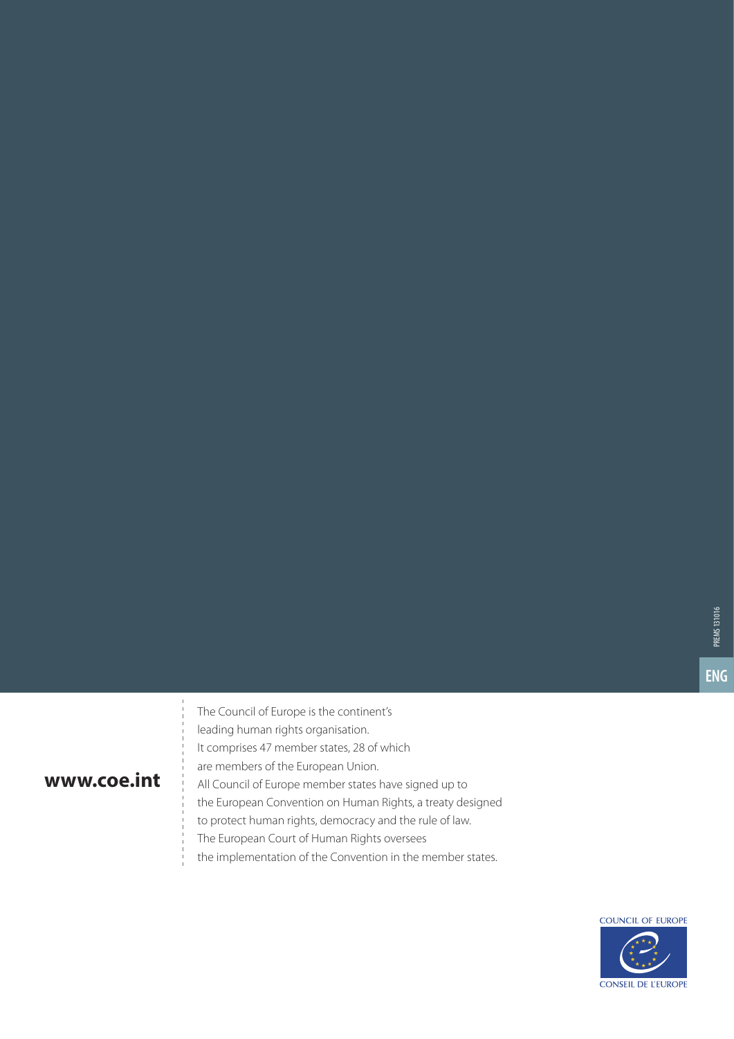PREMS 131016

ENG

**www.coe.int**

The Council of Europe is the continent's leading human rights organisation. It comprises 47 member states, 28 of which are members of the European Union. All Council of Europe member states have signed up to the European Convention on Human Rights, a treaty designed to protect human rights, democracy and the rule of law. The European Court of Human Rights oversees the implementation of the Convention in the member states.

COUNCIL OF EUROPE

CONSEIL DE L'EUROPE